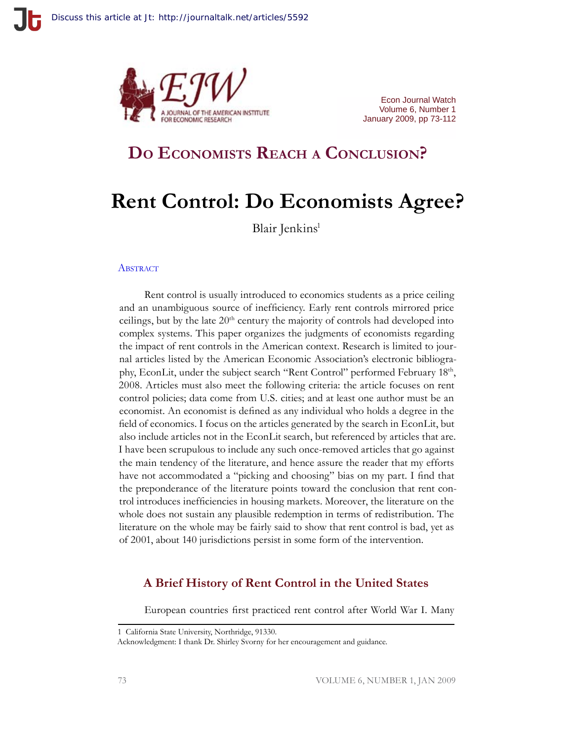## Do Economists Reach a Conclusion?

# Rent Control: Do Economists Agree?

Blair Jenkins[1]

### Abstract

Rent control is usually introduced to economics students as a price ceiling and an unambiguous source of inefficiency. Early rent controls mirrored price ceilings, but by the late 20th century the majority of controls had developed into complex systems. This paper organizes the judgments of economists regarding the impact of rent controls in the American context. Research is limited to journal articles listed by the American Economic Association's electronic bibliography, EconLit, under the subject search "Rent Control" performed February 18th, 2008. Articles must also meet the following criteria: the article focuses on rent control policies; data come from U.S. cities; and at least one author must be an economist. An economist is defined as any individual who holds a degree in the field of economics. I focus on the articles generated by the search in EconLit, but also include articles not in the EconLit search, but referenced by articles that are. I have been scrupulous to include any such once-removed articles that go against the main tendency of the literature, and hence assure the reader that my efforts have not accommodated a "picking and choosing" bias on my part. I find that the preponderance of the literature points toward the conclusion that rent control introduces inefficiencies in housing markets. Moreover, the literature on the whole does not sustain any plausible redemption in terms of redistribution. The literature on the whole may be fairly said to show that rent control is bad, yet as of 2001, about 140 jurisdictions persist in some form of the intervention.

## A Brief History of Rent Control in the United States

European countries first practiced rent control after World War I. Many

---

1 California State University, Northridge, 91330.

Acknowledgment: I thank Dr. Shirley Svorny for her encouragement and guidance.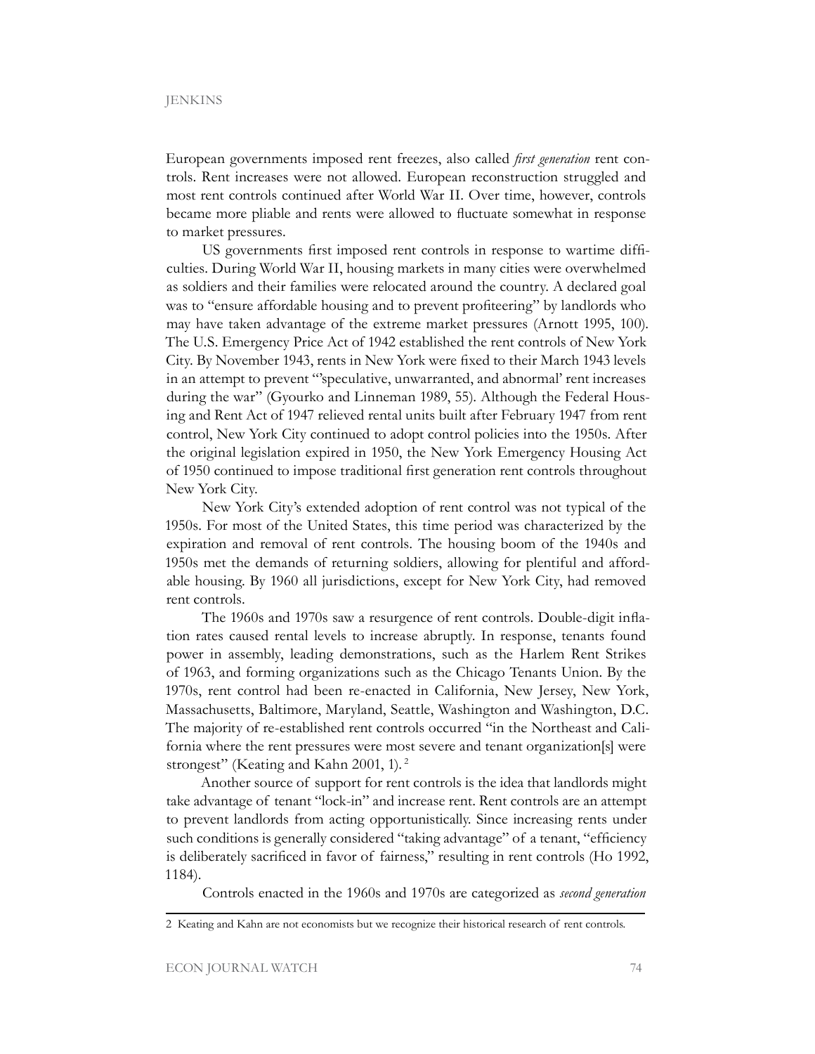European governments imposed rent freezes, also called *first generation* rent controls. Rent increases were not allowed. European reconstruction struggled and most rent controls continued after World War II. Over time, however, controls became more pliable and rents were allowed to fluctuate somewhat in response to market pressures.

US governments first imposed rent controls in response to wartime difficulties. During World War II, housing markets in many cities were overwhelmed as soldiers and their families were relocated around the country. A declared goal was to "ensure affordable housing and to prevent profiteering" by landlords who may have taken advantage of the extreme market pressures (Arnott 1995, 100). The U.S. Emergency Price Act of 1942 established the rent controls of New York City. By November 1943, rents in New York were fixed to their March 1943 levels in an attempt to prevent "'speculative, unwarranted, and abnormal' rent increases during the war" (Gyourko and Linneman 1989, 55). Although the Federal Housing and Rent Act of 1947 relieved rental units built after February 1947 from rent control, New York City continued to adopt control policies into the 1950s. After the original legislation expired in 1950, the New York Emergency Housing Act of 1950 continued to impose traditional first generation rent controls throughout New York City.

New York City's extended adoption of rent control was not typical of the 1950s. For most of the United States, this time period was characterized by the expiration and removal of rent controls. The housing boom of the 1940s and 1950s met the demands of returning soldiers, allowing for plentiful and affordable housing. By 1960 all jurisdictions, except for New York City, had removed rent controls.

The 1960s and 1970s saw a resurgence of rent controls. Double-digit inflation rates caused rental levels to increase abruptly. In response, tenants found power in assembly, leading demonstrations, such as the Harlem Rent Strikes of 1963, and forming organizations such as the Chicago Tenants Union. By the 1970s, rent control had been re-enacted in California, New Jersey, New York, Massachusetts, Baltimore, Maryland, Seattle, Washington and Washington, D.C. The majority of re-established rent controls occurred "in the Northeast and California where the rent pressures were most severe and tenant organization[s] were strongest" (Keating and Kahn 2001, 1).[2]

Another source of support for rent controls is the idea that landlords might take advantage of tenant "lock-in" and increase rent. Rent controls are an attempt to prevent landlords from acting opportunistically. Since increasing rents under such conditions is generally considered "taking advantage" of a tenant, "efficiency is deliberately sacrificed in favor of fairness," resulting in rent controls (Ho 1992, 1184).

Controls enacted in the 1960s and 1970s are categorized as *second generation*

2 Keating and Kahn are not economists but we recognize their historical research of rent controls.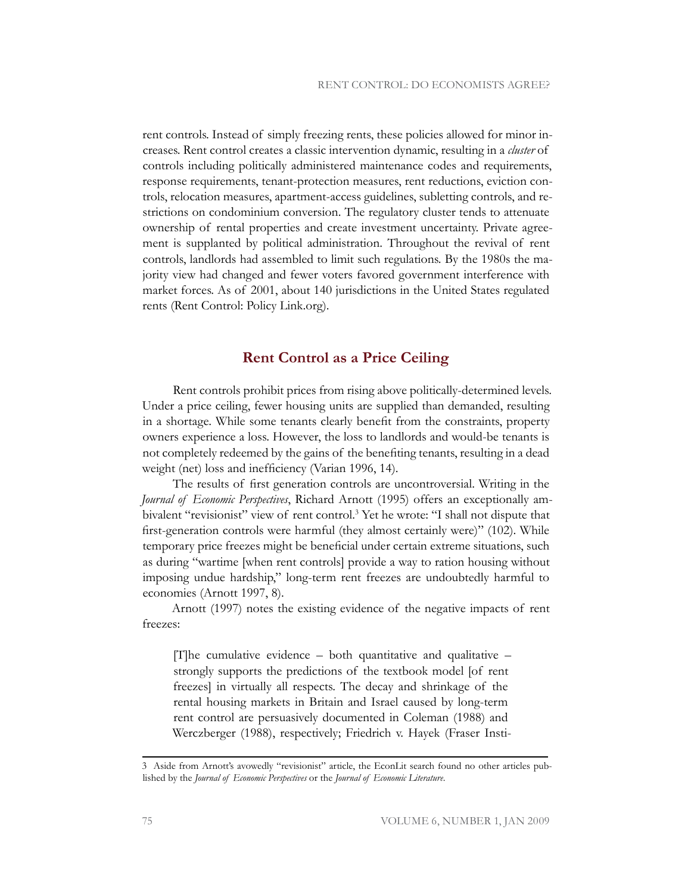rent controls. Instead of simply freezing rents, these policies allowed for minor increases. Rent control creates a classic intervention dynamic, resulting in a *cluster* of controls including politically administered maintenance codes and requirements, response requirements, tenant-protection measures, rent reductions, eviction controls, relocation measures, apartment-access guidelines, subletting controls, and restrictions on condominium conversion. The regulatory cluster tends to attenuate ownership of rental properties and create investment uncertainty. Private agreement is supplanted by political administration. Throughout the revival of rent controls, landlords had assembled to limit such regulations. By the 1980s the majority view had changed and fewer voters favored government interference with market forces. As of 2001, about 140 jurisdictions in the United States regulated rents (Rent Control: Policy Link.org).

## Rent Control as a Price Ceiling

Rent controls prohibit prices from rising above politically-determined levels. Under a price ceiling, fewer housing units are supplied than demanded, resulting in a shortage. While some tenants clearly benefit from the constraints, property owners experience a loss. However, the loss to landlords and would-be tenants is not completely redeemed by the gains of the benefiting tenants, resulting in a dead weight (net) loss and inefficiency (Varian 1996, 14).

The results of first generation controls are uncontroversial. Writing in the *Journal of Economic Perspectives*, Richard Arnott (1995) offers an exceptionally ambivalent "revisionist" view of rent control.[3] Yet he wrote: "I shall not dispute that first-generation controls were harmful (they almost certainly were)" (102). While temporary price freezes might be beneficial under certain extreme situations, such as during "wartime [when rent controls] provide a way to ration housing without imposing undue hardship," long-term rent freezes are undoubtedly harmful to economies (Arnott 1997, 8).

Arnott (1997) notes the existing evidence of the negative impacts of rent freezes:

> [T]he cumulative evidence – both quantitative and qualitative – strongly supports the predictions of the textbook model [of rent freezes] in virtually all respects. The decay and shrinkage of the rental housing markets in Britain and Israel caused by long-term rent control are persuasively documented in Coleman (1988) and Werczberger (1988), respectively; Friedrich v. Hayek (Fraser Insti-

---

3 Aside from Arnott's avowedly "revisionist" article, the EconLit search found no other articles published by the *Journal of Economic Perspectives* or the *Journal of Economic Literature*.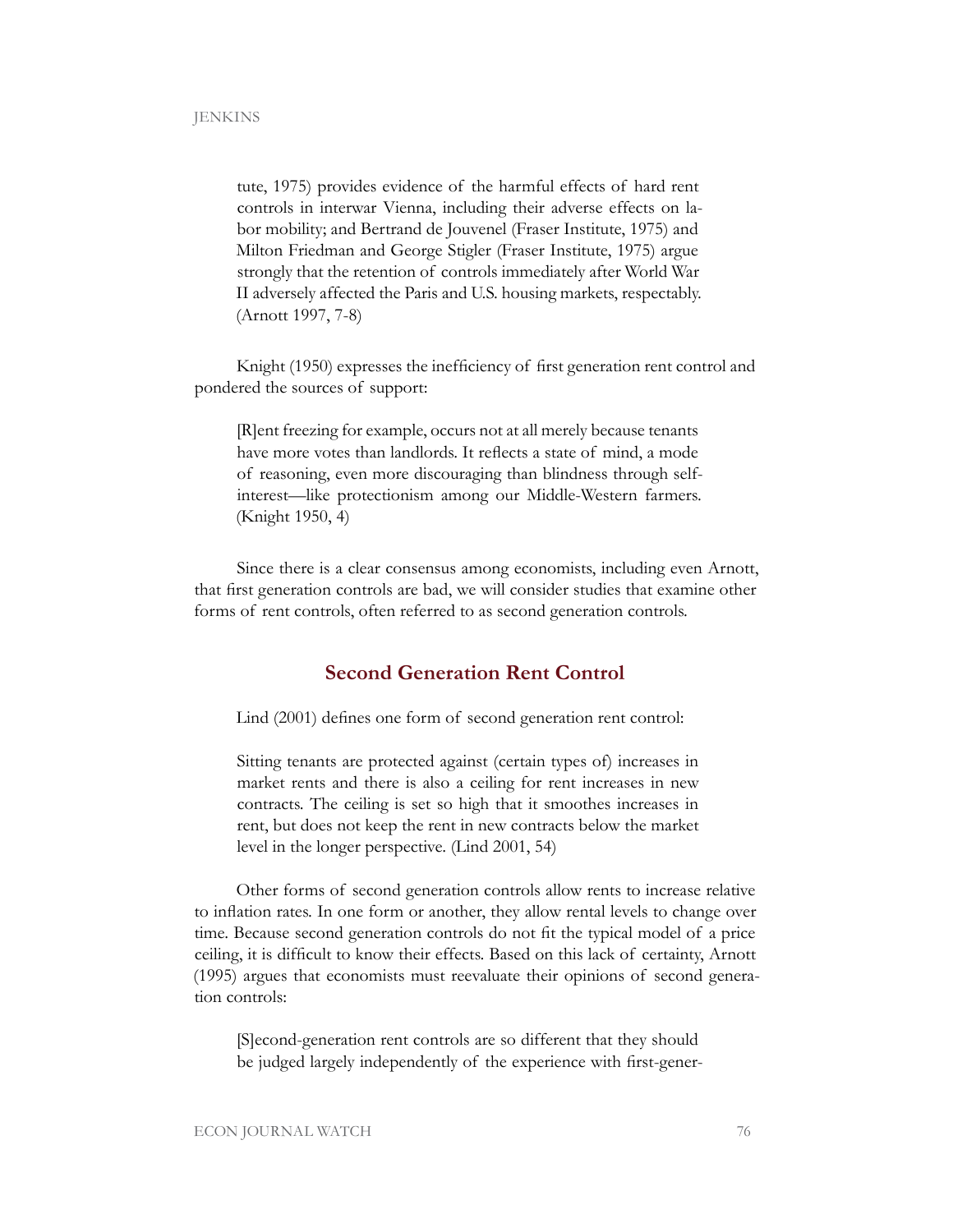> tute, 1975) provides evidence of the harmful effects of hard rent controls in interwar Vienna, including their adverse effects on labor mobility; and Bertrand de Jouvenel (Fraser Institute, 1975) and Milton Friedman and George Stigler (Fraser Institute, 1975) argue strongly that the retention of controls immediately after World War II adversely affected the Paris and U.S. housing markets, respectably. (Arnott 1997, 7-8)

Knight (1950) expresses the inefficiency of first generation rent control and pondered the sources of support:

> [R]ent freezing for example, occurs not at all merely because tenants have more votes than landlords. It reflects a state of mind, a mode of reasoning, even more discouraging than blindness through self-interest—like protectionism among our Middle-Western farmers. (Knight 1950, 4)

Since there is a clear consensus among economists, including even Arnott, that first generation controls are bad, we will consider studies that examine other forms of rent controls, often referred to as second generation controls.

## Second Generation Rent Control

Lind (2001) defines one form of second generation rent control:

> Sitting tenants are protected against (certain types of) increases in market rents and there is also a ceiling for rent increases in new contracts. The ceiling is set so high that it smoothes increases in rent, but does not keep the rent in new contracts below the market level in the longer perspective. (Lind 2001, 54)

Other forms of second generation controls allow rents to increase relative to inflation rates. In one form or another, they allow rental levels to change over time. Because second generation controls do not fit the typical model of a price ceiling, it is difficult to know their effects. Based on this lack of certainty, Arnott (1995) argues that economists must reevaluate their opinions of second generation controls:

> [S]econd-generation rent controls are so different that they should be judged largely independently of the experience with first-gener-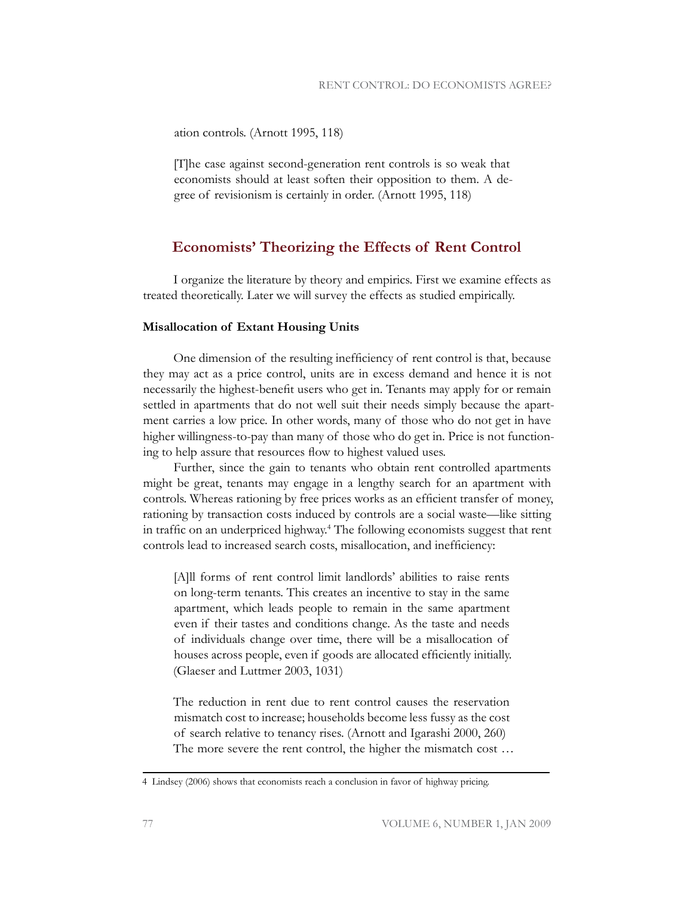ation controls. (Arnott 1995, 118)

> [T]he case against second-generation rent controls is so weak that economists should at least soften their opposition to them. A degree of revisionism is certainly in order. (Arnott 1995, 118)

## Economists' Theorizing the Effects of Rent Control

I organize the literature by theory and empirics. First we examine effects as treated theoretically. Later we will survey the effects as studied empirically.

### Misallocation of Extant Housing Units

One dimension of the resulting inefficiency of rent control is that, because they may act as a price control, units are in excess demand and hence it is not necessarily the highest-benefit users who get in. Tenants may apply for or remain settled in apartments that do not well suit their needs simply because the apartment carries a low price. In other words, many of those who do not get in have higher willingness-to-pay than many of those who do get in. Price is not functioning to help assure that resources flow to highest valued uses.

Further, since the gain to tenants who obtain rent controlled apartments might be great, tenants may engage in a lengthy search for an apartment with controls. Whereas rationing by free prices works as an efficient transfer of money, rationing by transaction costs induced by controls are a social waste—like sitting in traffic on an underpriced highway.[4] The following economists suggest that rent controls lead to increased search costs, misallocation, and inefficiency:

> [A]ll forms of rent control limit landlords' abilities to raise rents on long-term tenants. This creates an incentive to stay in the same apartment, which leads people to remain in the same apartment even if their tastes and conditions change. As the taste and needs of individuals change over time, there will be a misallocation of houses across people, even if goods are allocated efficiently initially. (Glaeser and Luttmer 2003, 1031)

> The reduction in rent due to rent control causes the reservation mismatch cost to increase; households become less fussy as the cost of search relative to tenancy rises. (Arnott and Igarashi 2000, 260)
> The more severe the rent control, the higher the mismatch cost …

4 Lindsey (2006) shows that economists reach a conclusion in favor of highway pricing.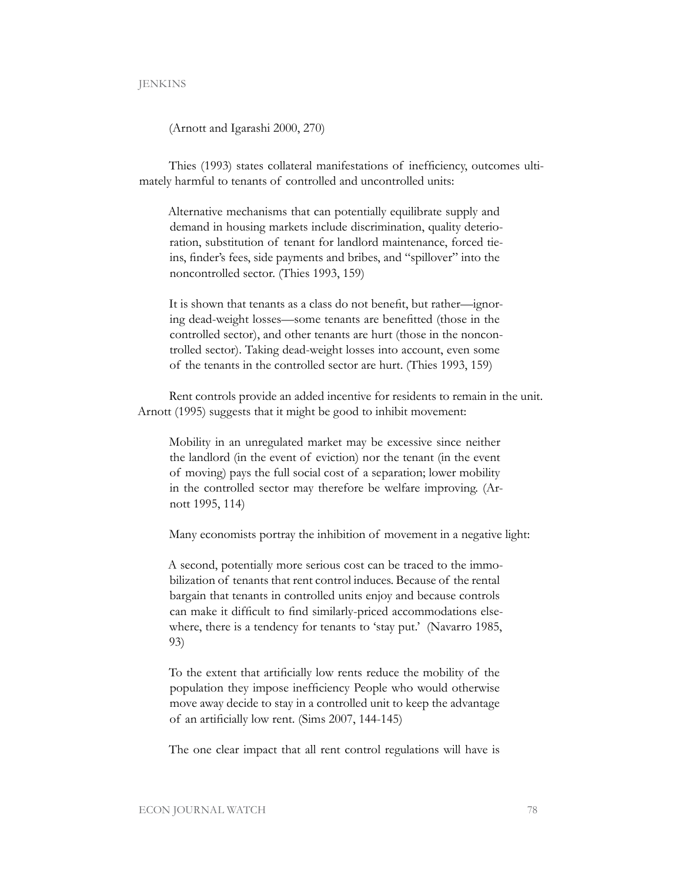(Arnott and Igarashi 2000, 270)

Thies (1993) states collateral manifestations of inefficiency, outcomes ultimately harmful to tenants of controlled and uncontrolled units:

> Alternative mechanisms that can potentially equilibrate supply and demand in housing markets include discrimination, quality deterioration, substitution of tenant for landlord maintenance, forced tie-ins, finder's fees, side payments and bribes, and "spillover" into the noncontrolled sector. (Thies 1993, 159)

> It is shown that tenants as a class do not benefit, but rather—ignoring dead-weight losses—some tenants are benefitted (those in the controlled sector), and other tenants are hurt (those in the noncontrolled sector). Taking dead-weight losses into account, even some of the tenants in the controlled sector are hurt. (Thies 1993, 159)

Rent controls provide an added incentive for residents to remain in the unit. Arnott (1995) suggests that it might be good to inhibit movement:

> Mobility in an unregulated market may be excessive since neither the landlord (in the event of eviction) nor the tenant (in the event of moving) pays the full social cost of a separation; lower mobility in the controlled sector may therefore be welfare improving. (Arnott 1995, 114)

Many economists portray the inhibition of movement in a negative light:

> A second, potentially more serious cost can be traced to the immobilization of tenants that rent control induces. Because of the rental bargain that tenants in controlled units enjoy and because controls can make it difficult to find similarly-priced accommodations elsewhere, there is a tendency for tenants to 'stay put.' (Navarro 1985, 93)

> To the extent that artificially low rents reduce the mobility of the population they impose inefficiency People who would otherwise move away decide to stay in a controlled unit to keep the advantage of an artificially low rent. (Sims 2007, 144-145)

> The one clear impact that all rent control regulations will have is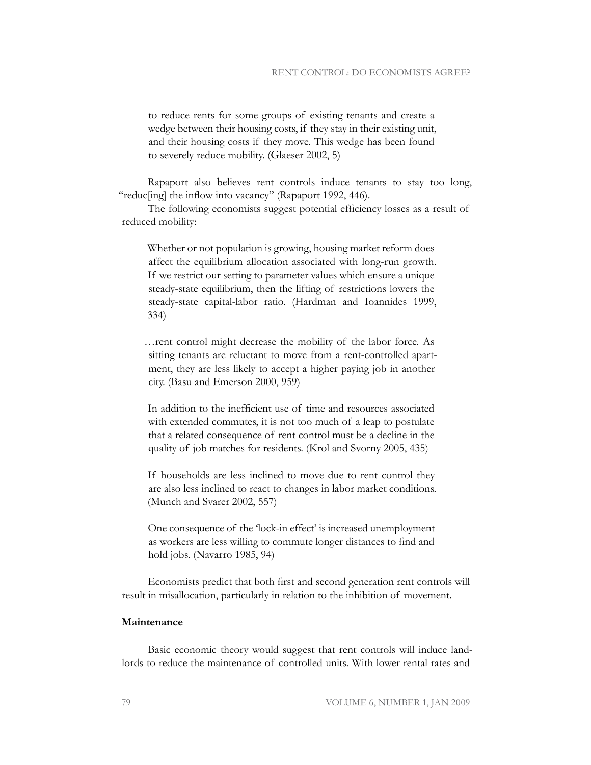> to reduce rents for some groups of existing tenants and create a wedge between their housing costs, if they stay in their existing unit, and their housing costs if they move. This wedge has been found to severely reduce mobility. (Glaeser 2002, 5)

Rapaport also believes rent controls induce tenants to stay too long, "reduc[ing] the inflow into vacancy" (Rapaport 1992, 446).

The following economists suggest potential efficiency losses as a result of reduced mobility:

> Whether or not population is growing, housing market reform does affect the equilibrium allocation associated with long-run growth. If we restrict our setting to parameter values which ensure a unique steady-state equilibrium, then the lifting of restrictions lowers the steady-state capital-labor ratio. (Hardman and Ioannides 1999, 334)

> …rent control might decrease the mobility of the labor force. As sitting tenants are reluctant to move from a rent-controlled apartment, they are less likely to accept a higher paying job in another city. (Basu and Emerson 2000, 959)

> In addition to the inefficient use of time and resources associated with extended commutes, it is not too much of a leap to postulate that a related consequence of rent control must be a decline in the quality of job matches for residents. (Krol and Svorny 2005, 435)

> If households are less inclined to move due to rent control they are also less inclined to react to changes in labor market conditions. (Munch and Svarer 2002, 557)

> One consequence of the 'lock-in effect' is increased unemployment as workers are less willing to commute longer distances to find and hold jobs. (Navarro 1985, 94)

Economists predict that both first and second generation rent controls will result in misallocation, particularly in relation to the inhibition of movement.

**Maintenance**

Basic economic theory would suggest that rent controls will induce landlords to reduce the maintenance of controlled units. With lower rental rates and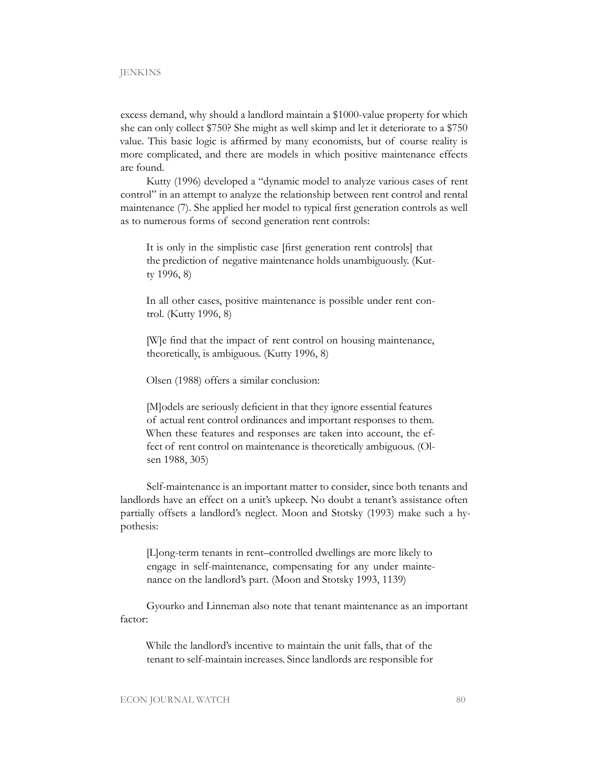excess demand, why should a landlord maintain a $1000-value property for which she can only collect $750? She might as well skimp and let it deteriorate to a $750 value. This basic logic is affirmed by many economists, but of course reality is more complicated, and there are models in which positive maintenance effects are found.

Kutty (1996) developed a "dynamic model to analyze various cases of rent control" in an attempt to analyze the relationship between rent control and rental maintenance (7). She applied her model to typical first generation controls as well as to numerous forms of second generation rent controls:

> It is only in the simplistic case [first generation rent controls] that the prediction of negative maintenance holds unambiguously. (Kutty 1996, 8)

> In all other cases, positive maintenance is possible under rent control. (Kutty 1996, 8)

> [W]e find that the impact of rent control on housing maintenance, theoretically, is ambiguous. (Kutty 1996, 8)

Olsen (1988) offers a similar conclusion:

> [M]odels are seriously deficient in that they ignore essential features of actual rent control ordinances and important responses to them. When these features and responses are taken into account, the effect of rent control on maintenance is theoretically ambiguous. (Olsen 1988, 305)

Self-maintenance is an important matter to consider, since both tenants and landlords have an effect on a unit's upkeep. No doubt a tenant's assistance often partially offsets a landlord's neglect. Moon and Stotsky (1993) make such a hypothesis:

> [L]ong-term tenants in rent–controlled dwellings are more likely to engage in self-maintenance, compensating for any under maintenance on the landlord's part. (Moon and Stotsky 1993, 1139)

Gyourko and Linneman also note that tenant maintenance as an important factor:

> While the landlord's incentive to maintain the unit falls, that of the tenant to self-maintain increases. Since landlords are responsible for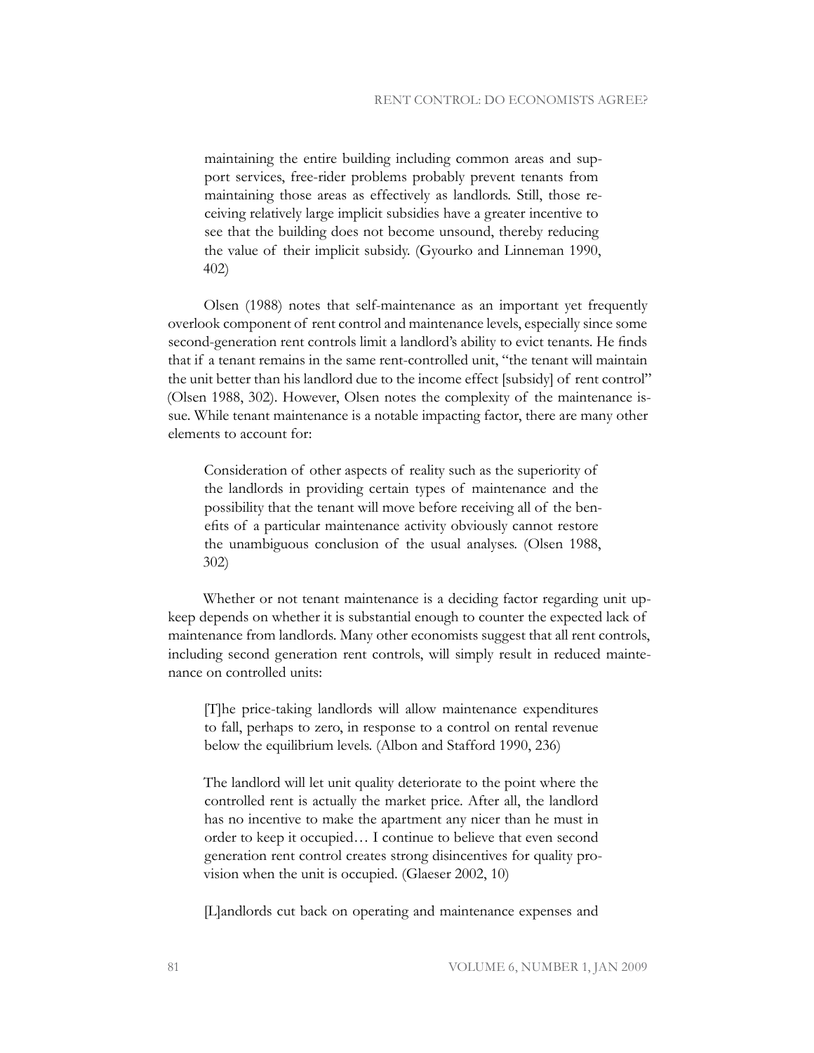> maintaining the entire building including common areas and support services, free-rider problems probably prevent tenants from maintaining those areas as effectively as landlords. Still, those receiving relatively large implicit subsidies have a greater incentive to see that the building does not become unsound, thereby reducing the value of their implicit subsidy. (Gyourko and Linneman 1990, 402)

Olsen (1988) notes that self-maintenance as an important yet frequently overlook component of rent control and maintenance levels, especially since some second-generation rent controls limit a landlord's ability to evict tenants. He finds that if a tenant remains in the same rent-controlled unit, "the tenant will maintain the unit better than his landlord due to the income effect [subsidy] of rent control" (Olsen 1988, 302). However, Olsen notes the complexity of the maintenance issue. While tenant maintenance is a notable impacting factor, there are many other elements to account for:

> Consideration of other aspects of reality such as the superiority of the landlords in providing certain types of maintenance and the possibility that the tenant will move before receiving all of the benefits of a particular maintenance activity obviously cannot restore the unambiguous conclusion of the usual analyses. (Olsen 1988, 302)

Whether or not tenant maintenance is a deciding factor regarding unit upkeep depends on whether it is substantial enough to counter the expected lack of maintenance from landlords. Many other economists suggest that all rent controls, including second generation rent controls, will simply result in reduced maintenance on controlled units:

> [T]he price-taking landlords will allow maintenance expenditures to fall, perhaps to zero, in response to a control on rental revenue below the equilibrium levels. (Albon and Stafford 1990, 236)

> The landlord will let unit quality deteriorate to the point where the controlled rent is actually the market price. After all, the landlord has no incentive to make the apartment any nicer than he must in order to keep it occupied… I continue to believe that even second generation rent control creates strong disincentives for quality provision when the unit is occupied. (Glaeser 2002, 10)

> [L]andlords cut back on operating and maintenance expenses and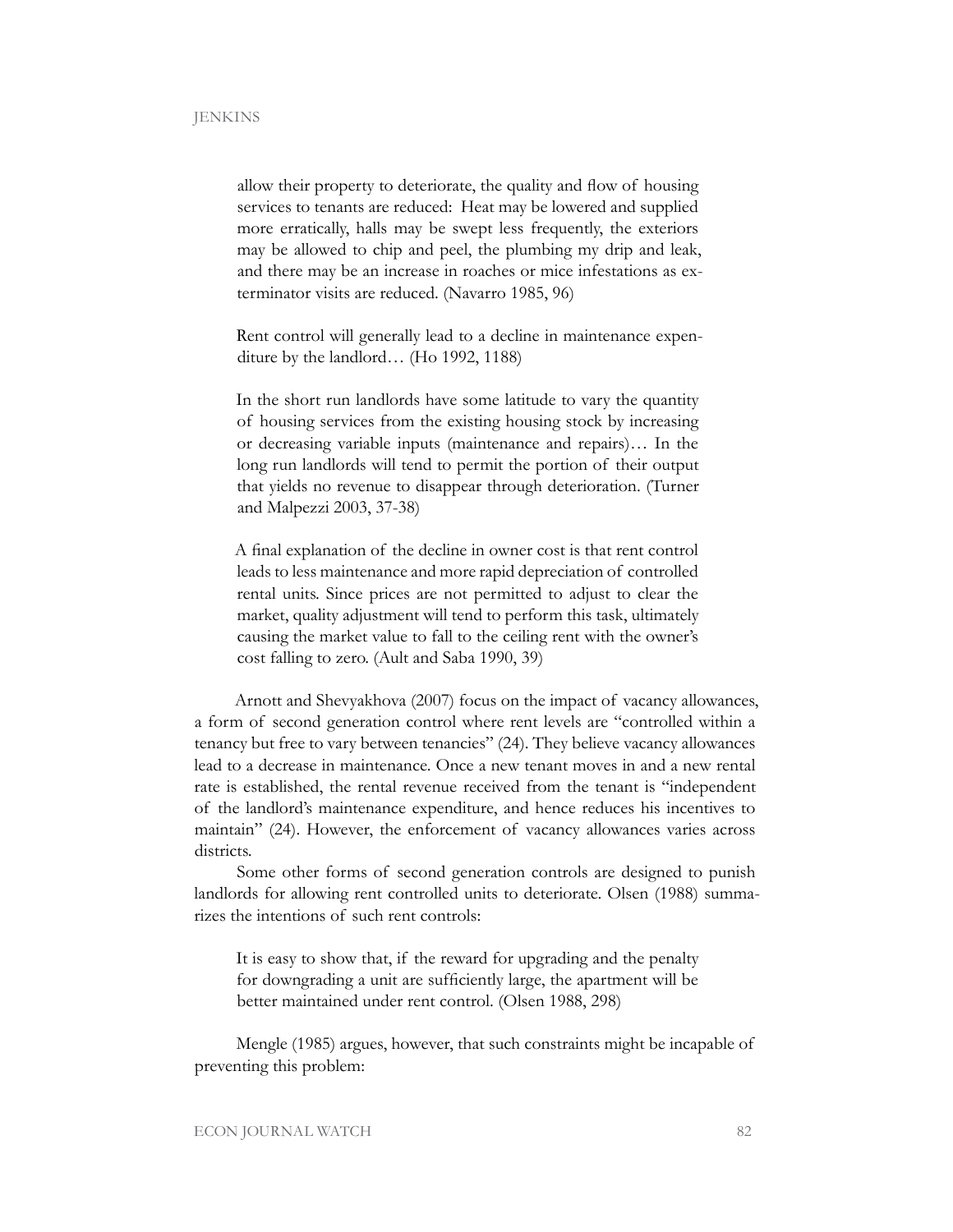> allow their property to deteriorate, the quality and flow of housing services to tenants are reduced: Heat may be lowered and supplied more erratically, halls may be swept less frequently, the exteriors may be allowed to chip and peel, the plumbing my drip and leak, and there may be an increase in roaches or mice infestations as exterminator visits are reduced. (Navarro 1985, 96)

> Rent control will generally lead to a decline in maintenance expenditure by the landlord… (Ho 1992, 1188)

> In the short run landlords have some latitude to vary the quantity of housing services from the existing housing stock by increasing or decreasing variable inputs (maintenance and repairs)… In the long run landlords will tend to permit the portion of their output that yields no revenue to disappear through deterioration. (Turner and Malpezzi 2003, 37-38)

> A final explanation of the decline in owner cost is that rent control leads to less maintenance and more rapid depreciation of controlled rental units. Since prices are not permitted to adjust to clear the market, quality adjustment will tend to perform this task, ultimately causing the market value to fall to the ceiling rent with the owner's cost falling to zero. (Ault and Saba 1990, 39)

Arnott and Shevyakhova (2007) focus on the impact of vacancy allowances, a form of second generation control where rent levels are "controlled within a tenancy but free to vary between tenancies" (24). They believe vacancy allowances lead to a decrease in maintenance. Once a new tenant moves in and a new rental rate is established, the rental revenue received from the tenant is "independent of the landlord's maintenance expenditure, and hence reduces his incentives to maintain" (24). However, the enforcement of vacancy allowances varies across districts.

Some other forms of second generation controls are designed to punish landlords for allowing rent controlled units to deteriorate. Olsen (1988) summarizes the intentions of such rent controls:

> It is easy to show that, if the reward for upgrading and the penalty for downgrading a unit are sufficiently large, the apartment will be better maintained under rent control. (Olsen 1988, 298)

Mengle (1985) argues, however, that such constraints might be incapable of preventing this problem: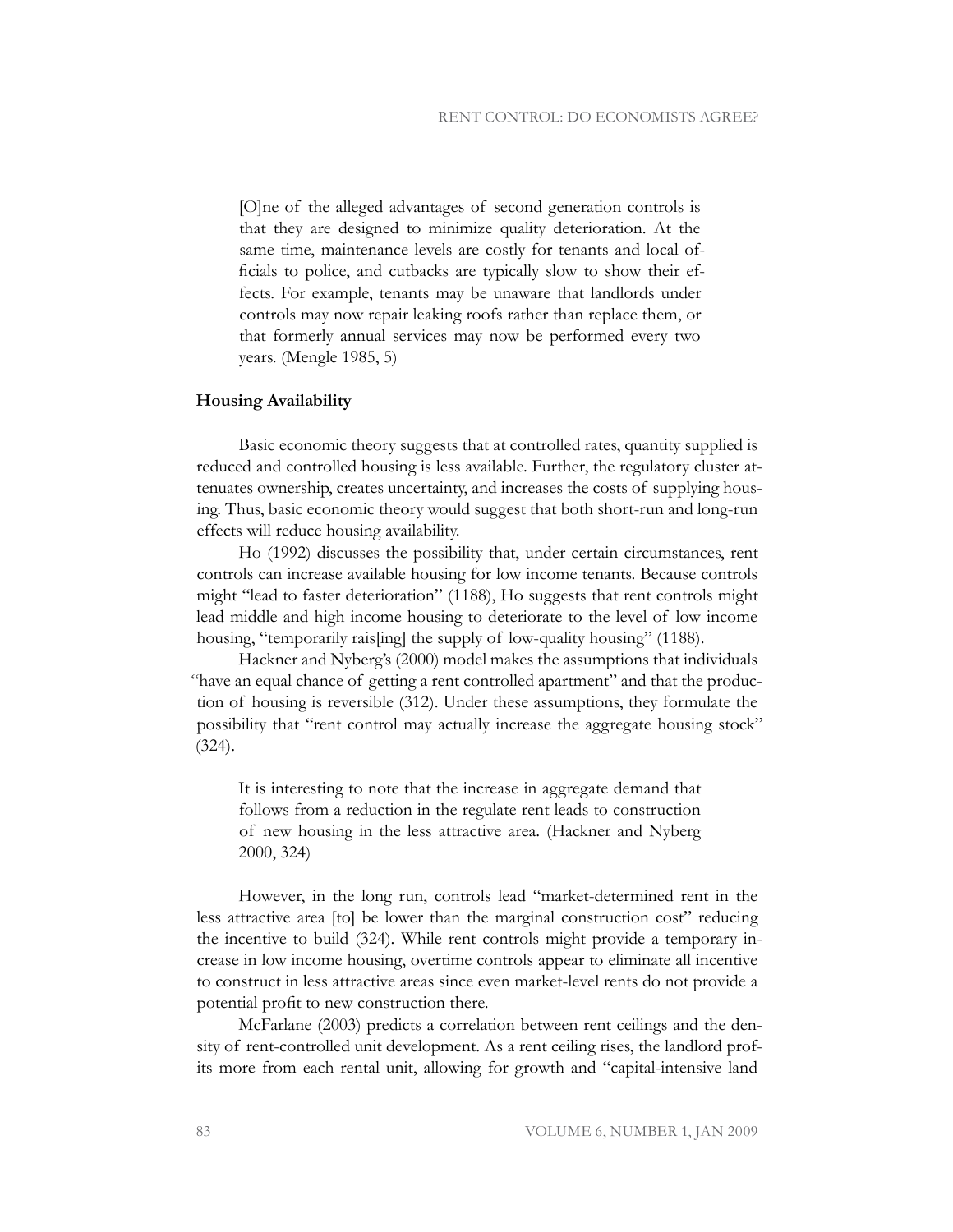> [O]ne of the alleged advantages of second generation controls is that they are designed to minimize quality deterioration. At the same time, maintenance levels are costly for tenants and local officials to police, and cutbacks are typically slow to show their effects. For example, tenants may be unaware that landlords under controls may now repair leaking roofs rather than replace them, or that formerly annual services may now be performed every two years. (Mengle 1985, 5)

### Housing Availability

Basic economic theory suggests that at controlled rates, quantity supplied is reduced and controlled housing is less available. Further, the regulatory cluster attenuates ownership, creates uncertainty, and increases the costs of supplying housing. Thus, basic economic theory would suggest that both short-run and long-run effects will reduce housing availability.

Ho (1992) discusses the possibility that, under certain circumstances, rent controls can increase available housing for low income tenants. Because controls might "lead to faster deterioration" (1188), Ho suggests that rent controls might lead middle and high income housing to deteriorate to the level of low income housing, "temporarily rais[ing] the supply of low-quality housing" (1188).

Hackner and Nyberg's (2000) model makes the assumptions that individuals "have an equal chance of getting a rent controlled apartment" and that the production of housing is reversible (312). Under these assumptions, they formulate the possibility that "rent control may actually increase the aggregate housing stock" (324).

> It is interesting to note that the increase in aggregate demand that follows from a reduction in the regulate rent leads to construction of new housing in the less attractive area. (Hackner and Nyberg 2000, 324)

However, in the long run, controls lead "market-determined rent in the less attractive area [to] be lower than the marginal construction cost" reducing the incentive to build (324). While rent controls might provide a temporary increase in low income housing, overtime controls appear to eliminate all incentive to construct in less attractive areas since even market-level rents do not provide a potential profit to new construction there.

McFarlane (2003) predicts a correlation between rent ceilings and the density of rent-controlled unit development. As a rent ceiling rises, the landlord profits more from each rental unit, allowing for growth and "capital-intensive land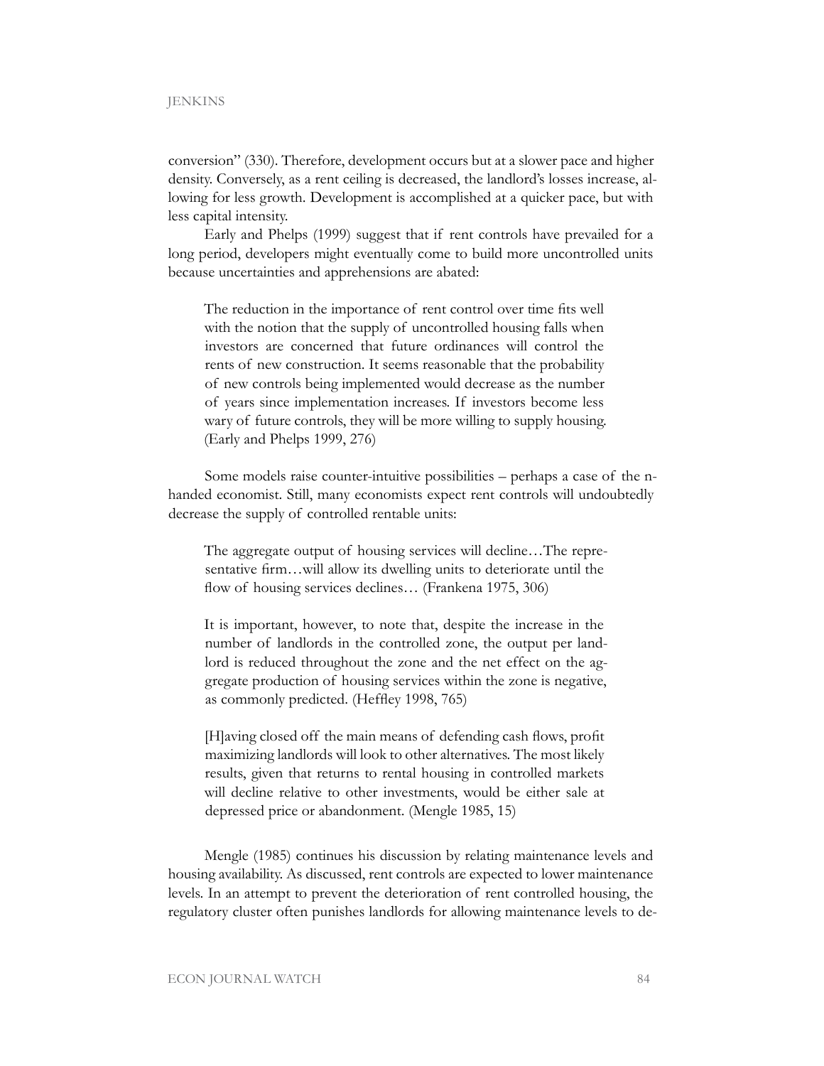conversion" (330). Therefore, development occurs but at a slower pace and higher density. Conversely, as a rent ceiling is decreased, the landlord's losses increase, allowing for less growth. Development is accomplished at a quicker pace, but with less capital intensity.

Early and Phelps (1999) suggest that if rent controls have prevailed for a long period, developers might eventually come to build more uncontrolled units because uncertainties and apprehensions are abated:

> The reduction in the importance of rent control over time fits well with the notion that the supply of uncontrolled housing falls when investors are concerned that future ordinances will control the rents of new construction. It seems reasonable that the probability of new controls being implemented would decrease as the number of years since implementation increases. If investors become less wary of future controls, they will be more willing to supply housing. (Early and Phelps 1999, 276)

Some models raise counter-intuitive possibilities – perhaps a case of the n-handed economist. Still, many economists expect rent controls will undoubtedly decrease the supply of controlled rentable units:

> The aggregate output of housing services will decline…The representative firm…will allow its dwelling units to deteriorate until the flow of housing services declines… (Frankena 1975, 306)

> It is important, however, to note that, despite the increase in the number of landlords in the controlled zone, the output per landlord is reduced throughout the zone and the net effect on the aggregate production of housing services within the zone is negative, as commonly predicted. (Heffley 1998, 765)

> [H]aving closed off the main means of defending cash flows, profit maximizing landlords will look to other alternatives. The most likely results, given that returns to rental housing in controlled markets will decline relative to other investments, would be either sale at depressed price or abandonment. (Mengle 1985, 15)

Mengle (1985) continues his discussion by relating maintenance levels and housing availability. As discussed, rent controls are expected to lower maintenance levels. In an attempt to prevent the deterioration of rent controlled housing, the regulatory cluster often punishes landlords for allowing maintenance levels to de-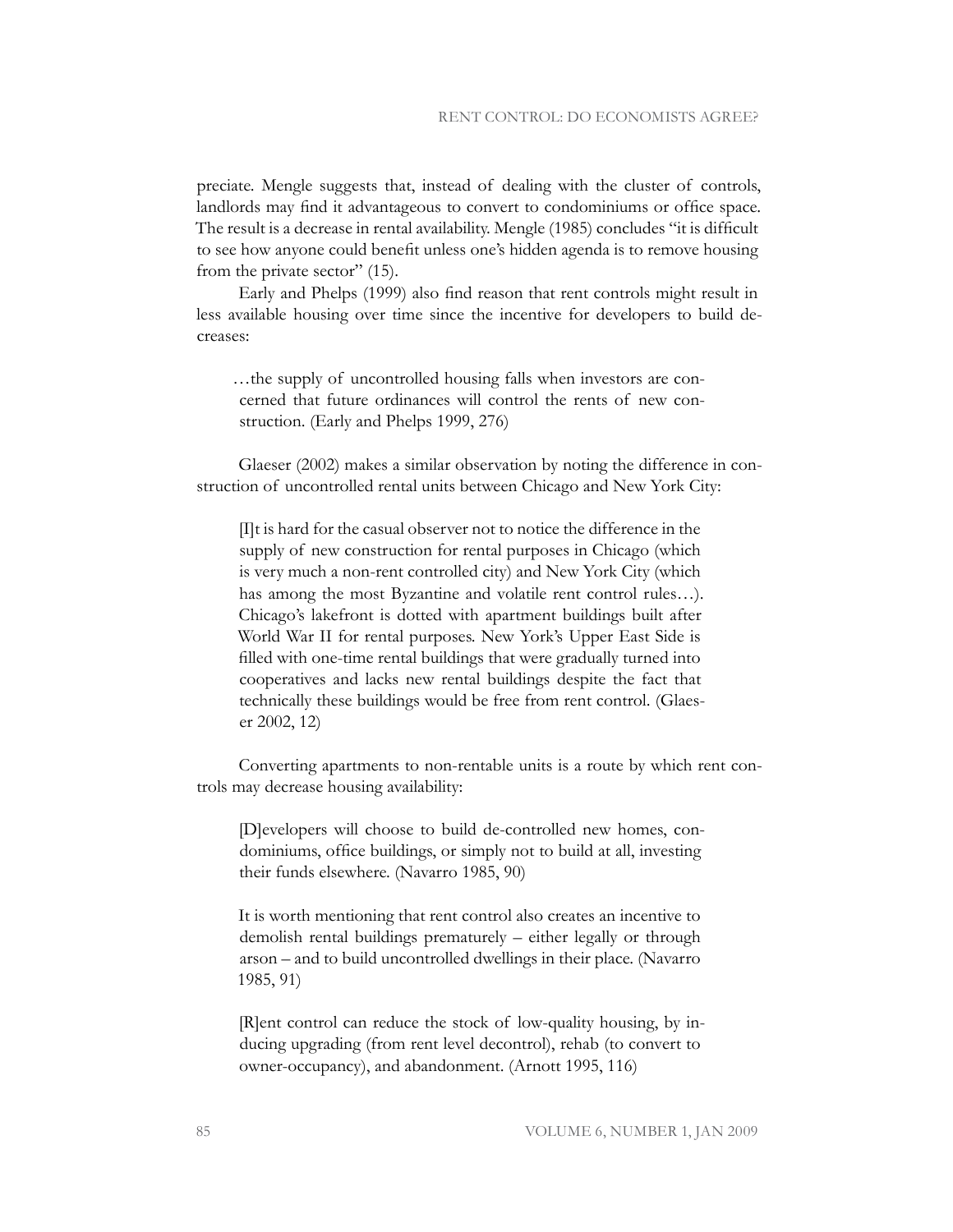preciate. Mengle suggests that, instead of dealing with the cluster of controls, landlords may find it advantageous to convert to condominiums or office space. The result is a decrease in rental availability. Mengle (1985) concludes "it is difficult to see how anyone could benefit unless one's hidden agenda is to remove housing from the private sector" (15).

Early and Phelps (1999) also find reason that rent controls might result in less available housing over time since the incentive for developers to build decreases:

> …the supply of uncontrolled housing falls when investors are concerned that future ordinances will control the rents of new construction. (Early and Phelps 1999, 276)

Glaeser (2002) makes a similar observation by noting the difference in construction of uncontrolled rental units between Chicago and New York City:

> [I]t is hard for the casual observer not to notice the difference in the supply of new construction for rental purposes in Chicago (which is very much a non-rent controlled city) and New York City (which has among the most Byzantine and volatile rent control rules…). Chicago's lakefront is dotted with apartment buildings built after World War II for rental purposes. New York's Upper East Side is filled with one-time rental buildings that were gradually turned into cooperatives and lacks new rental buildings despite the fact that technically these buildings would be free from rent control. (Glaeser 2002, 12)

Converting apartments to non-rentable units is a route by which rent controls may decrease housing availability:

> [D]evelopers will choose to build de-controlled new homes, condominiums, office buildings, or simply not to build at all, investing their funds elsewhere. (Navarro 1985, 90)

> It is worth mentioning that rent control also creates an incentive to demolish rental buildings prematurely – either legally or through arson – and to build uncontrolled dwellings in their place. (Navarro 1985, 91)

> [R]ent control can reduce the stock of low-quality housing, by inducing upgrading (from rent level decontrol), rehab (to convert to owner-occupancy), and abandonment. (Arnott 1995, 116)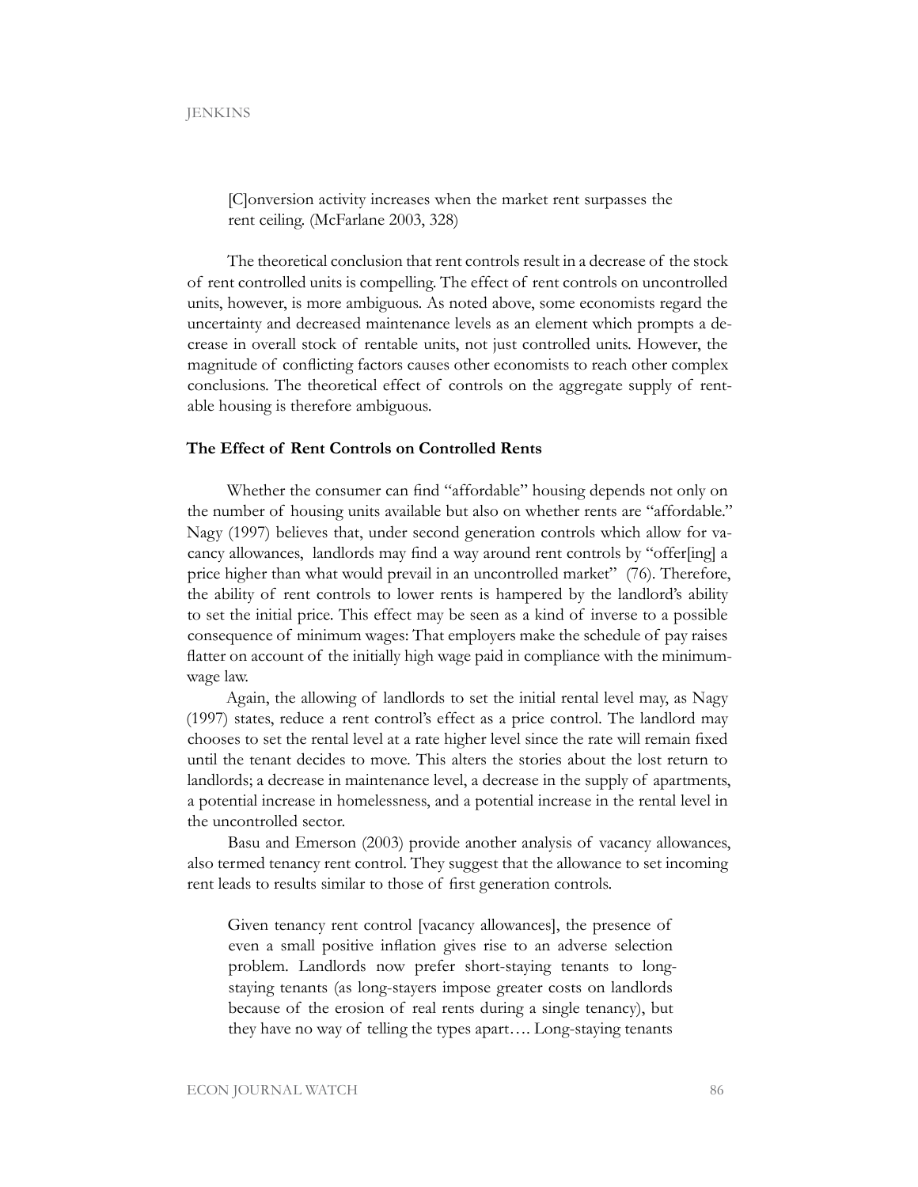> [C]onversion activity increases when the market rent surpasses the rent ceiling. (McFarlane 2003, 328)

The theoretical conclusion that rent controls result in a decrease of the stock of rent controlled units is compelling. The effect of rent controls on uncontrolled units, however, is more ambiguous. As noted above, some economists regard the uncertainty and decreased maintenance levels as an element which prompts a decrease in overall stock of rentable units, not just controlled units. However, the magnitude of conflicting factors causes other economists to reach other complex conclusions. The theoretical effect of controls on the aggregate supply of rentable housing is therefore ambiguous.

### The Effect of Rent Controls on Controlled Rents

Whether the consumer can find "affordable" housing depends not only on the number of housing units available but also on whether rents are "affordable." Nagy (1997) believes that, under second generation controls which allow for vacancy allowances, landlords may find a way around rent controls by "offer[ing] a price higher than what would prevail in an uncontrolled market" (76). Therefore, the ability of rent controls to lower rents is hampered by the landlord's ability to set the initial price. This effect may be seen as a kind of inverse to a possible consequence of minimum wages: That employers make the schedule of pay raises flatter on account of the initially high wage paid in compliance with the minimum-wage law.

Again, the allowing of landlords to set the initial rental level may, as Nagy (1997) states, reduce a rent control's effect as a price control. The landlord may chooses to set the rental level at a rate higher level since the rate will remain fixed until the tenant decides to move. This alters the stories about the lost return to landlords; a decrease in maintenance level, a decrease in the supply of apartments, a potential increase in homelessness, and a potential increase in the rental level in the uncontrolled sector.

Basu and Emerson (2003) provide another analysis of vacancy allowances, also termed tenancy rent control. They suggest that the allowance to set incoming rent leads to results similar to those of first generation controls.

> Given tenancy rent control [vacancy allowances], the presence of even a small positive inflation gives rise to an adverse selection problem. Landlords now prefer short-staying tenants to long-staying tenants (as long-stayers impose greater costs on landlords because of the erosion of real rents during a single tenancy), but they have no way of telling the types apart…. Long-staying tenants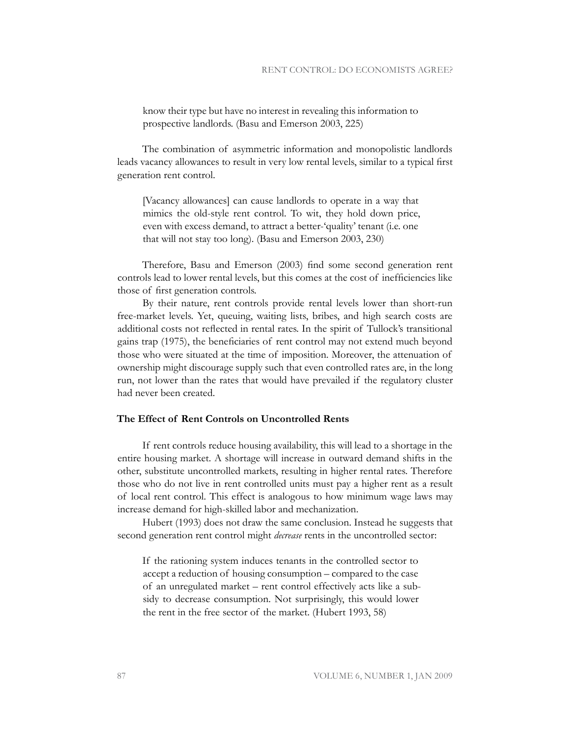> know their type but have no interest in revealing this information to prospective landlords. (Basu and Emerson 2003, 225)

The combination of asymmetric information and monopolistic landlords leads vacancy allowances to result in very low rental levels, similar to a typical first generation rent control.

> [Vacancy allowances] can cause landlords to operate in a way that mimics the old-style rent control. To wit, they hold down price, even with excess demand, to attract a better-'quality' tenant (i.e. one that will not stay too long). (Basu and Emerson 2003, 230)

Therefore, Basu and Emerson (2003) find some second generation rent controls lead to lower rental levels, but this comes at the cost of inefficiencies like those of first generation controls.

By their nature, rent controls provide rental levels lower than short-run free-market levels. Yet, queuing, waiting lists, bribes, and high search costs are additional costs not reflected in rental rates. In the spirit of Tullock's transitional gains trap (1975), the beneficiaries of rent control may not extend much beyond those who were situated at the time of imposition. Moreover, the attenuation of ownership might discourage supply such that even controlled rates are, in the long run, not lower than the rates that would have prevailed if the regulatory cluster had never been created.

### The Effect of Rent Controls on Uncontrolled Rents

If rent controls reduce housing availability, this will lead to a shortage in the entire housing market. A shortage will increase in outward demand shifts in the other, substitute uncontrolled markets, resulting in higher rental rates. Therefore those who do not live in rent controlled units must pay a higher rent as a result of local rent control. This effect is analogous to how minimum wage laws may increase demand for high-skilled labor and mechanization.

Hubert (1993) does not draw the same conclusion. Instead he suggests that second generation rent control might *decrease* rents in the uncontrolled sector:

> If the rationing system induces tenants in the controlled sector to accept a reduction of housing consumption – compared to the case of an unregulated market – rent control effectively acts like a subsidy to decrease consumption. Not surprisingly, this would lower the rent in the free sector of the market. (Hubert 1993, 58)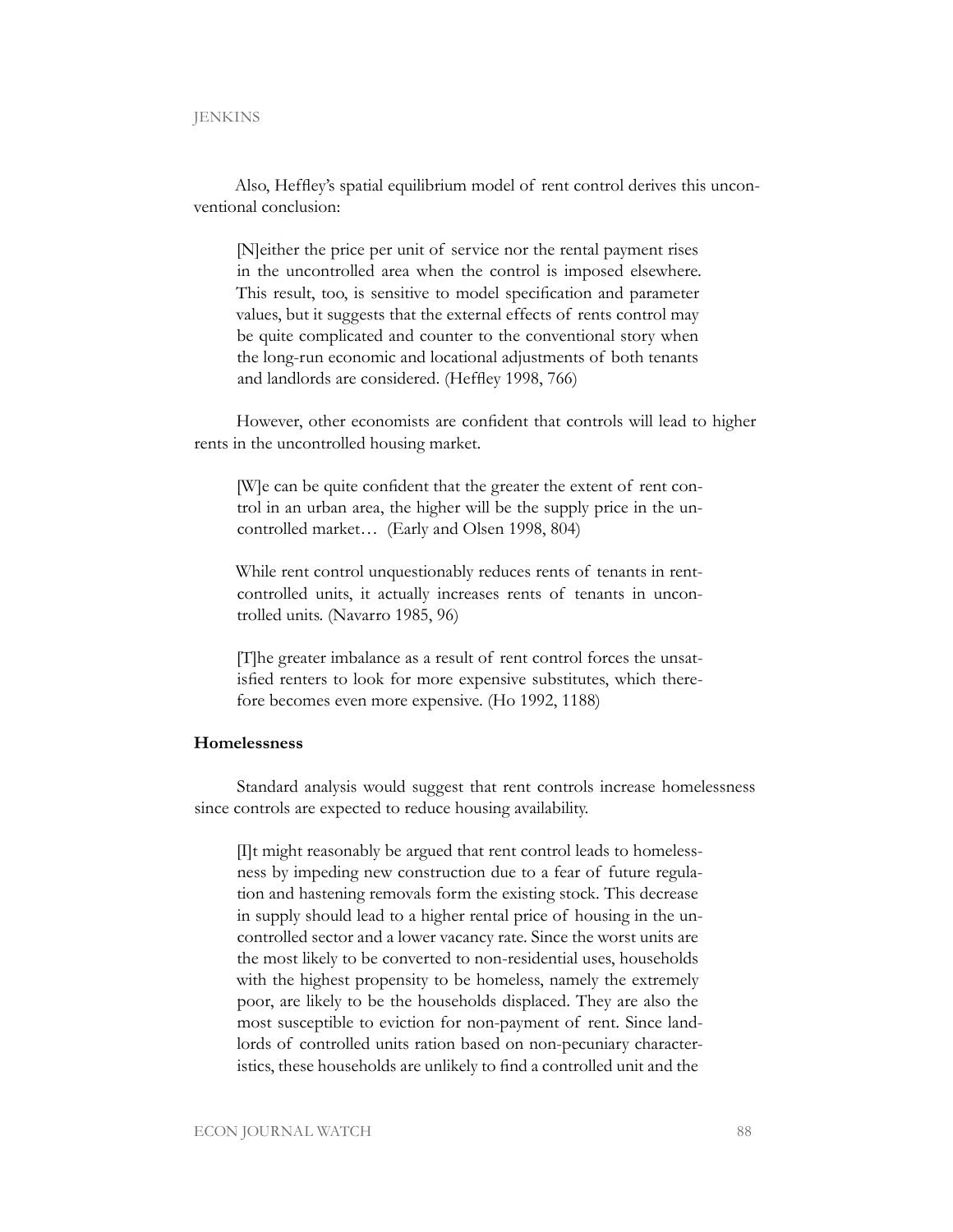Also, Heffley's spatial equilibrium model of rent control derives this unconventional conclusion:

> [N]either the price per unit of service nor the rental payment rises in the uncontrolled area when the control is imposed elsewhere. This result, too, is sensitive to model specification and parameter values, but it suggests that the external effects of rents control may be quite complicated and counter to the conventional story when the long-run economic and locational adjustments of both tenants and landlords are considered. (Heffley 1998, 766)

However, other economists are confident that controls will lead to higher rents in the uncontrolled housing market.

> [W]e can be quite confident that the greater the extent of rent control in an urban area, the higher will be the supply price in the uncontrolled market… (Early and Olsen 1998, 804)

> While rent control unquestionably reduces rents of tenants in rent-controlled units, it actually increases rents of tenants in uncontrolled units. (Navarro 1985, 96)

> [T]he greater imbalance as a result of rent control forces the unsatisfied renters to look for more expensive substitutes, which therefore becomes even more expensive. (Ho 1992, 1188)

**Homelessness**

Standard analysis would suggest that rent controls increase homelessness since controls are expected to reduce housing availability.

> [I]t might reasonably be argued that rent control leads to homelessness by impeding new construction due to a fear of future regulation and hastening removals form the existing stock. This decrease in supply should lead to a higher rental price of housing in the uncontrolled sector and a lower vacancy rate. Since the worst units are the most likely to be converted to non-residential uses, households with the highest propensity to be homeless, namely the extremely poor, are likely to be the households displaced. They are also the most susceptible to eviction for non-payment of rent. Since landlords of controlled units ration based on non-pecuniary characteristics, these households are unlikely to find a controlled unit and the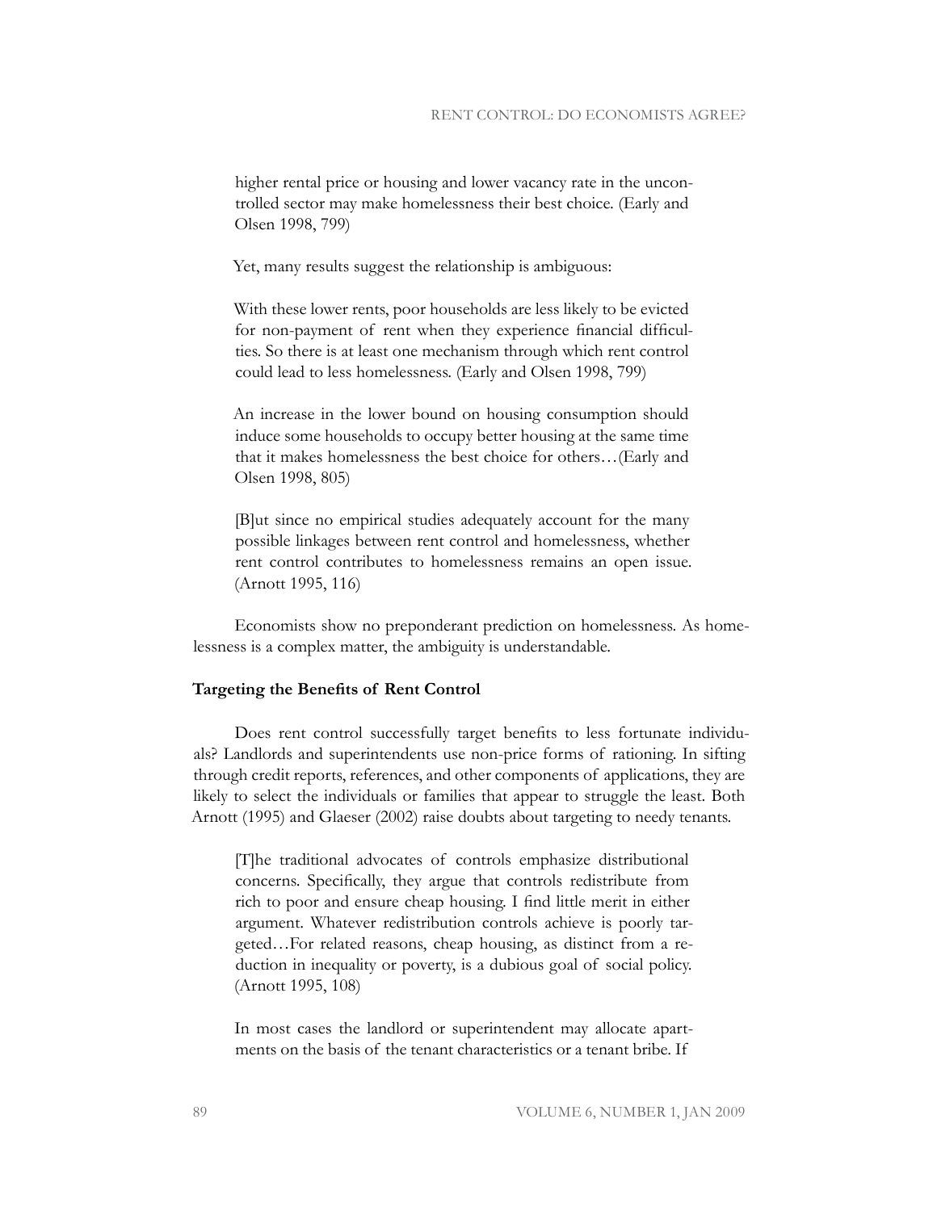> higher rental price or housing and lower vacancy rate in the uncontrolled sector may make homelessness their best choice. (Early and Olsen 1998, 799)

Yet, many results suggest the relationship is ambiguous:

> With these lower rents, poor households are less likely to be evicted for non-payment of rent when they experience financial difficulties. So there is at least one mechanism through which rent control could lead to less homelessness. (Early and Olsen 1998, 799)

> An increase in the lower bound on housing consumption should induce some households to occupy better housing at the same time that it makes homelessness the best choice for others…(Early and Olsen 1998, 805)

> [B]ut since no empirical studies adequately account for the many possible linkages between rent control and homelessness, whether rent control contributes to homelessness remains an open issue. (Arnott 1995, 116)

Economists show no preponderant prediction on homelessness. As homelessness is a complex matter, the ambiguity is understandable.

### Targeting the Benefits of Rent Control

Does rent control successfully target benefits to less fortunate individuals? Landlords and superintendents use non-price forms of rationing. In sifting through credit reports, references, and other components of applications, they are likely to select the individuals or families that appear to struggle the least. Both Arnott (1995) and Glaeser (2002) raise doubts about targeting to needy tenants.

> [T]he traditional advocates of controls emphasize distributional concerns. Specifically, they argue that controls redistribute from rich to poor and ensure cheap housing. I find little merit in either argument. Whatever redistribution controls achieve is poorly targeted…For related reasons, cheap housing, as distinct from a reduction in inequality or poverty, is a dubious goal of social policy. (Arnott 1995, 108)

> In most cases the landlord or superintendent may allocate apartments on the basis of the tenant characteristics or a tenant bribe. If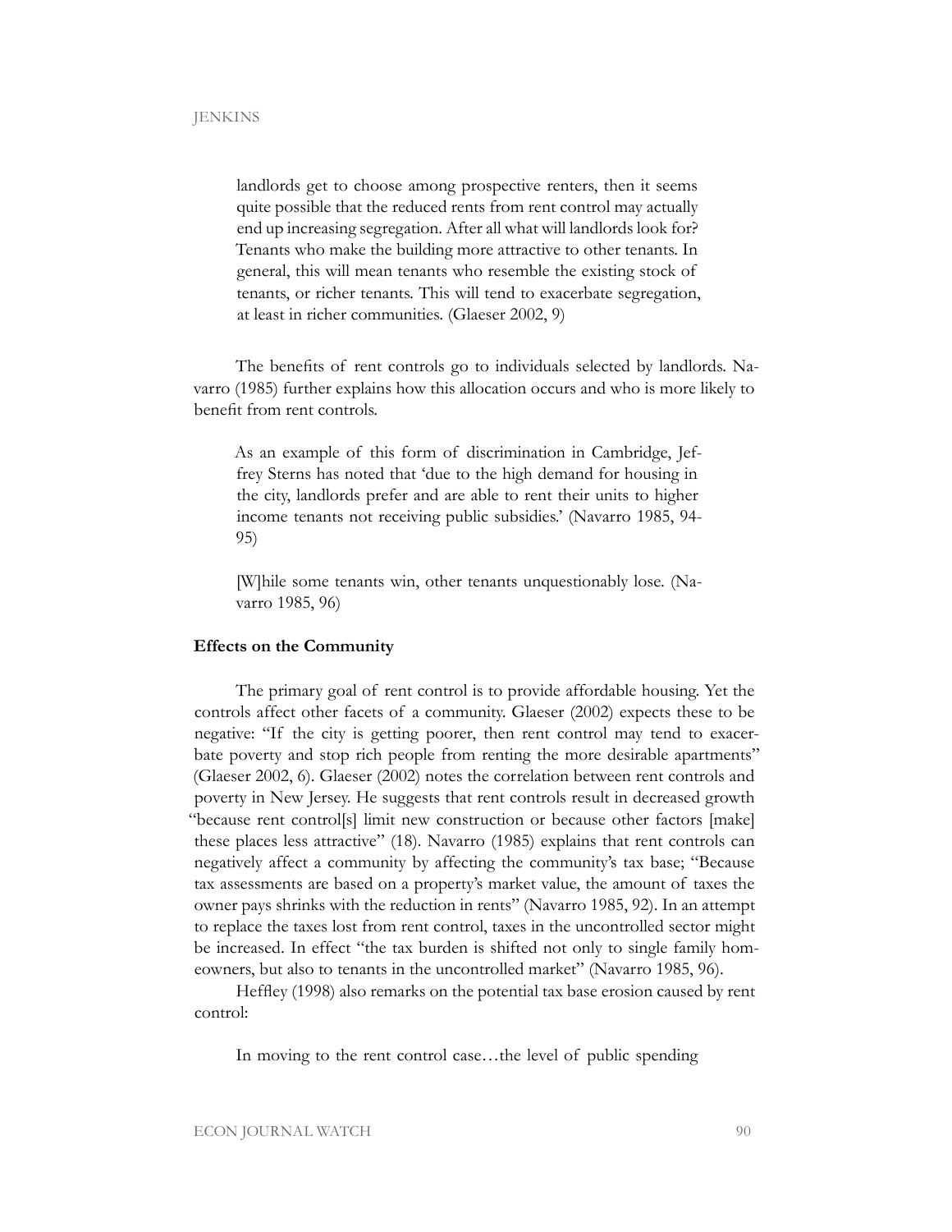> landlords get to choose among prospective renters, then it seems quite possible that the reduced rents from rent control may actually end up increasing segregation. After all what will landlords look for? Tenants who make the building more attractive to other tenants. In general, this will mean tenants who resemble the existing stock of tenants, or richer tenants. This will tend to exacerbate segregation, at least in richer communities. (Glaeser 2002, 9)

The benefits of rent controls go to individuals selected by landlords. Navarro (1985) further explains how this allocation occurs and who is more likely to benefit from rent controls.

> As an example of this form of discrimination in Cambridge, Jeffrey Sterns has noted that 'due to the high demand for housing in the city, landlords prefer and are able to rent their units to higher income tenants not receiving public subsidies.' (Navarro 1985, 94-95)

> [W]hile some tenants win, other tenants unquestionably lose. (Navarro 1985, 96)

### Effects on the Community

The primary goal of rent control is to provide affordable housing. Yet the controls affect other facets of a community. Glaeser (2002) expects these to be negative: "If the city is getting poorer, then rent control may tend to exacerbate poverty and stop rich people from renting the more desirable apartments" (Glaeser 2002, 6). Glaeser (2002) notes the correlation between rent controls and poverty in New Jersey. He suggests that rent controls result in decreased growth "because rent control[s] limit new construction or because other factors [make] these places less attractive" (18). Navarro (1985) explains that rent controls can negatively affect a community by affecting the community's tax base; "Because tax assessments are based on a property's market value, the amount of taxes the owner pays shrinks with the reduction in rents" (Navarro 1985, 92). In an attempt to replace the taxes lost from rent control, taxes in the uncontrolled sector might be increased. In effect "the tax burden is shifted not only to single family homeowners, but also to tenants in the uncontrolled market" (Navarro 1985, 96).

Heffley (1998) also remarks on the potential tax base erosion caused by rent control:

> In moving to the rent control case…the level of public spending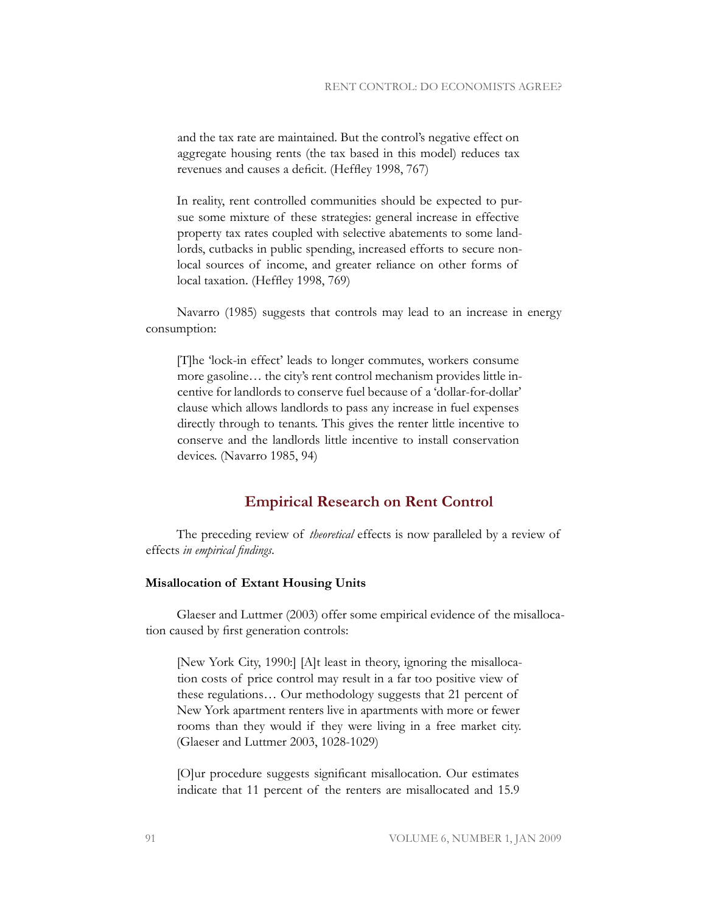> and the tax rate are maintained. But the control's negative effect on aggregate housing rents (the tax based in this model) reduces tax revenues and causes a deficit. (Heffley 1998, 767)

> In reality, rent controlled communities should be expected to pursue some mixture of these strategies: general increase in effective property tax rates coupled with selective abatements to some landlords, cutbacks in public spending, increased efforts to secure non-local sources of income, and greater reliance on other forms of local taxation. (Heffley 1998, 769)

Navarro (1985) suggests that controls may lead to an increase in energy consumption:

> [T]he 'lock-in effect' leads to longer commutes, workers consume more gasoline… the city's rent control mechanism provides little incentive for landlords to conserve fuel because of a 'dollar-for-dollar' clause which allows landlords to pass any increase in fuel expenses directly through to tenants. This gives the renter little incentive to conserve and the landlords little incentive to install conservation devices. (Navarro 1985, 94)

## Empirical Research on Rent Control

The preceding review of *theoretical* effects is now paralleled by a review of effects *in empirical findings*.

### Misallocation of Extant Housing Units

Glaeser and Luttmer (2003) offer some empirical evidence of the misallocation caused by first generation controls:

> [New York City, 1990:] [A]t least in theory, ignoring the misallocation costs of price control may result in a far too positive view of these regulations… Our methodology suggests that 21 percent of New York apartment renters live in apartments with more or fewer rooms than they would if they were living in a free market city. (Glaeser and Luttmer 2003, 1028-1029)

> [O]ur procedure suggests significant misallocation. Our estimates indicate that 11 percent of the renters are misallocated and 15.9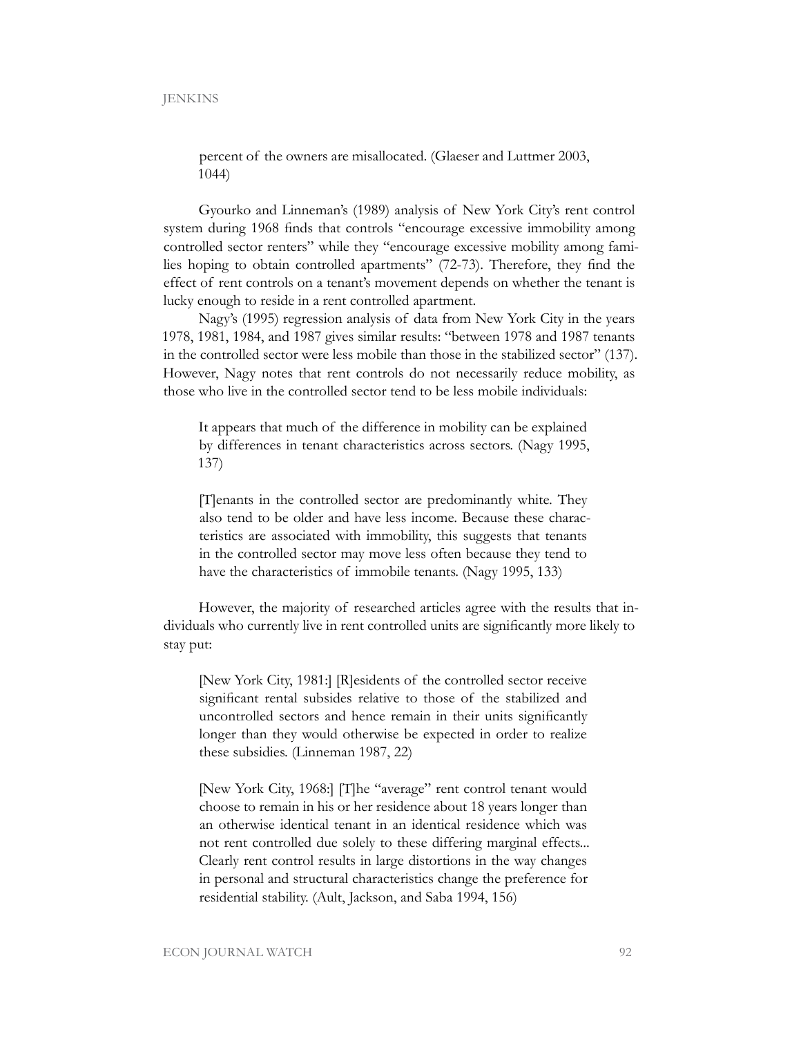> percent of the owners are misallocated. (Glaeser and Luttmer 2003, 1044)

Gyourko and Linneman's (1989) analysis of New York City's rent control system during 1968 finds that controls "encourage excessive immobility among controlled sector renters" while they "encourage excessive mobility among families hoping to obtain controlled apartments" (72-73). Therefore, they find the effect of rent controls on a tenant's movement depends on whether the tenant is lucky enough to reside in a rent controlled apartment.

Nagy's (1995) regression analysis of data from New York City in the years 1978, 1981, 1984, and 1987 gives similar results: "between 1978 and 1987 tenants in the controlled sector were less mobile than those in the stabilized sector" (137). However, Nagy notes that rent controls do not necessarily reduce mobility, as those who live in the controlled sector tend to be less mobile individuals:

> It appears that much of the difference in mobility can be explained by differences in tenant characteristics across sectors. (Nagy 1995, 137)

> [T]enants in the controlled sector are predominantly white. They also tend to be older and have less income. Because these characteristics are associated with immobility, this suggests that tenants in the controlled sector may move less often because they tend to have the characteristics of immobile tenants. (Nagy 1995, 133)

However, the majority of researched articles agree with the results that individuals who currently live in rent controlled units are significantly more likely to stay put:

> [New York City, 1981:] [R]esidents of the controlled sector receive significant rental subsides relative to those of the stabilized and uncontrolled sectors and hence remain in their units significantly longer than they would otherwise be expected in order to realize these subsidies. (Linneman 1987, 22)

> [New York City, 1968:] [T]he "average" rent control tenant would choose to remain in his or her residence about 18 years longer than an otherwise identical tenant in an identical residence which was not rent controlled due solely to these differing marginal effects... Clearly rent control results in large distortions in the way changes in personal and structural characteristics change the preference for residential stability. (Ault, Jackson, and Saba 1994, 156)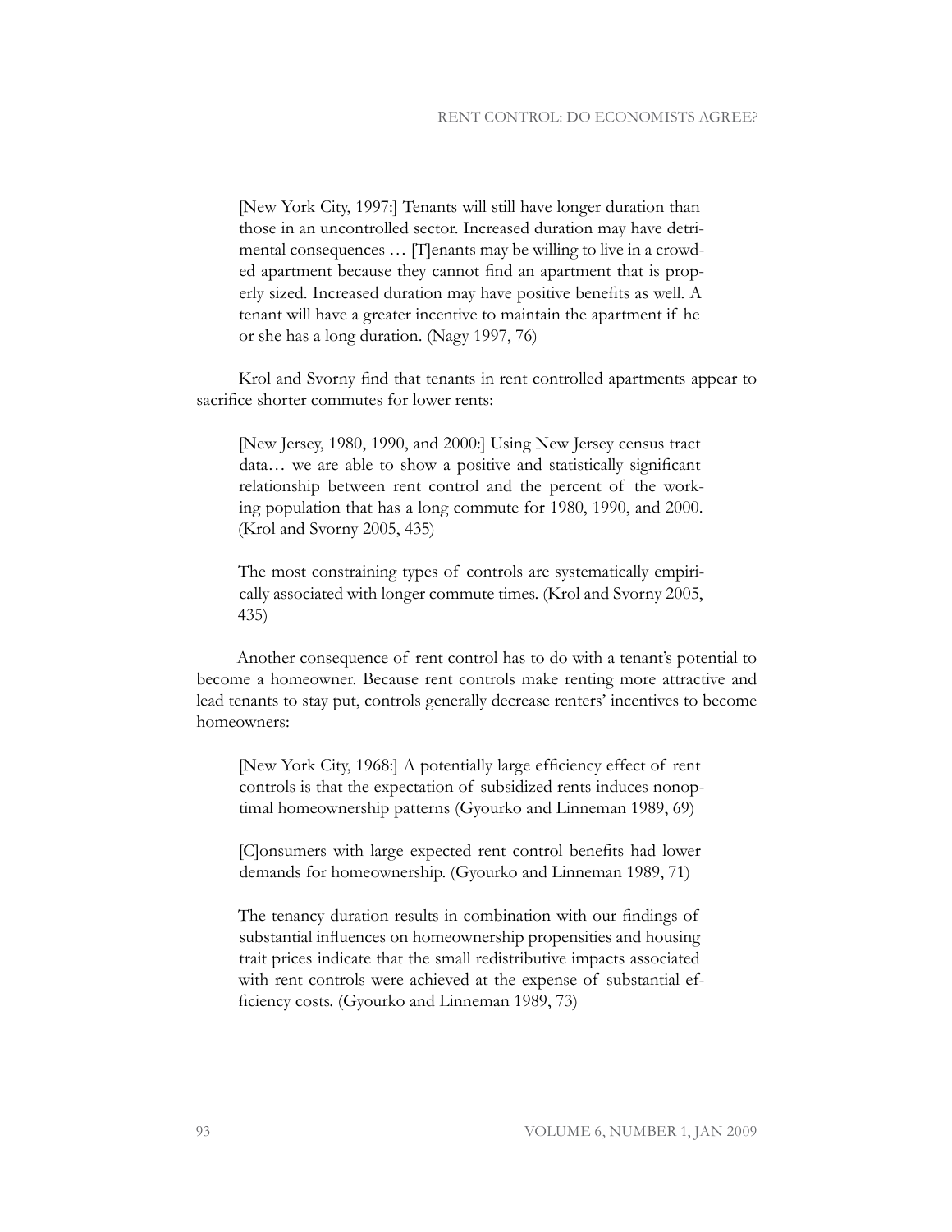> [New York City, 1997:] Tenants will still have longer duration than those in an uncontrolled sector. Increased duration may have detrimental consequences … [T]enants may be willing to live in a crowded apartment because they cannot find an apartment that is properly sized. Increased duration may have positive benefits as well. A tenant will have a greater incentive to maintain the apartment if he or she has a long duration. (Nagy 1997, 76)

Krol and Svorny find that tenants in rent controlled apartments appear to sacrifice shorter commutes for lower rents:

> [New Jersey, 1980, 1990, and 2000:] Using New Jersey census tract data… we are able to show a positive and statistically significant relationship between rent control and the percent of the working population that has a long commute for 1980, 1990, and 2000. (Krol and Svorny 2005, 435)

> The most constraining types of controls are systematically empirically associated with longer commute times. (Krol and Svorny 2005, 435)

Another consequence of rent control has to do with a tenant's potential to become a homeowner. Because rent controls make renting more attractive and lead tenants to stay put, controls generally decrease renters' incentives to become homeowners:

> [New York City, 1968:] A potentially large efficiency effect of rent controls is that the expectation of subsidized rents induces nonoptimal homeownership patterns (Gyourko and Linneman 1989, 69)

> [C]onsumers with large expected rent control benefits had lower demands for homeownership. (Gyourko and Linneman 1989, 71)

> The tenancy duration results in combination with our findings of substantial influences on homeownership propensities and housing trait prices indicate that the small redistributive impacts associated with rent controls were achieved at the expense of substantial efficiency costs. (Gyourko and Linneman 1989, 73)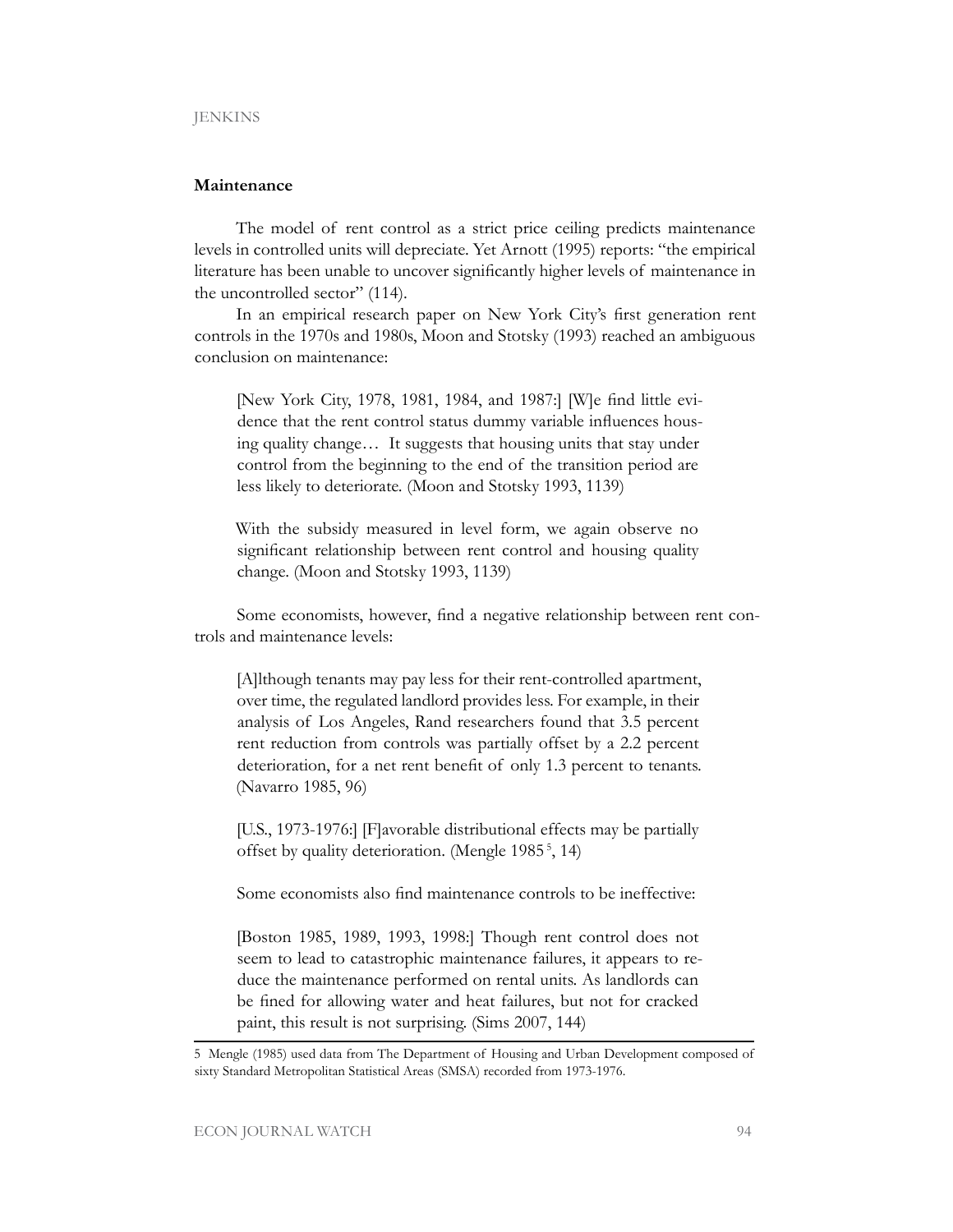**Maintenance**

The model of rent control as a strict price ceiling predicts maintenance levels in controlled units will depreciate. Yet Arnott (1995) reports: "the empirical literature has been unable to uncover significantly higher levels of maintenance in the uncontrolled sector" (114).

In an empirical research paper on New York City's first generation rent controls in the 1970s and 1980s, Moon and Stotsky (1993) reached an ambiguous conclusion on maintenance:

> [New York City, 1978, 1981, 1984, and 1987:] [W]e find little evidence that the rent control status dummy variable influences housing quality change… It suggests that housing units that stay under control from the beginning to the end of the transition period are less likely to deteriorate. (Moon and Stotsky 1993, 1139)
>
> With the subsidy measured in level form, we again observe no significant relationship between rent control and housing quality change. (Moon and Stotsky 1993, 1139)

Some economists, however, find a negative relationship between rent controls and maintenance levels:

> [A]lthough tenants may pay less for their rent-controlled apartment, over time, the regulated landlord provides less. For example, in their analysis of Los Angeles, Rand researchers found that 3.5 percent rent reduction from controls was partially offset by a 2.2 percent deterioration, for a net rent benefit of only 1.3 percent to tenants. (Navarro 1985, 96)
>
> [U.S., 1973-1976:] [F]avorable distributional effects may be partially offset by quality deterioration. (Mengle 1985[5], 14)

Some economists also find maintenance controls to be ineffective:

> [Boston 1985, 1989, 1993, 1998:] Though rent control does not seem to lead to catastrophic maintenance failures, it appears to reduce the maintenance performed on rental units. As landlords can be fined for allowing water and heat failures, but not for cracked paint, this result is not surprising. (Sims 2007, 144)

---

5 Mengle (1985) used data from The Department of Housing and Urban Development composed of sixty Standard Metropolitan Statistical Areas (SMSA) recorded from 1973-1976.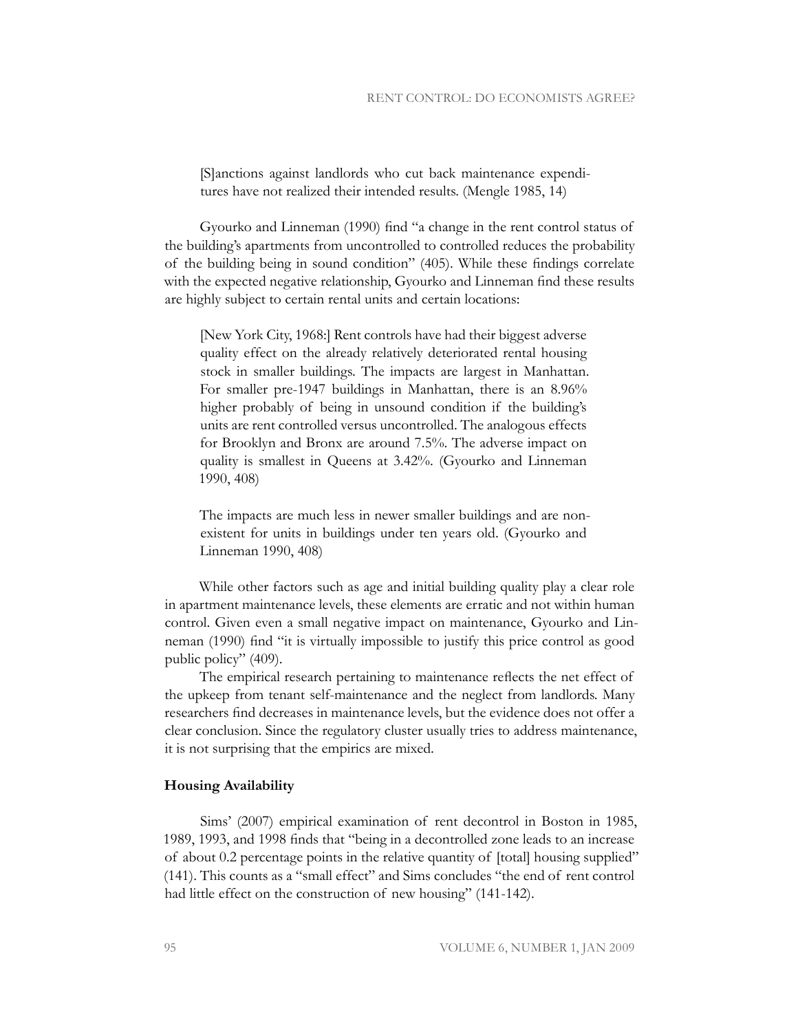> [S]anctions against landlords who cut back maintenance expenditures have not realized their intended results. (Mengle 1985, 14)

Gyourko and Linneman (1990) find "a change in the rent control status of the building's apartments from uncontrolled to controlled reduces the probability of the building being in sound condition" (405). While these findings correlate with the expected negative relationship, Gyourko and Linneman find these results are highly subject to certain rental units and certain locations:

> [New York City, 1968:] Rent controls have had their biggest adverse quality effect on the already relatively deteriorated rental housing stock in smaller buildings. The impacts are largest in Manhattan. For smaller pre-1947 buildings in Manhattan, there is an 8.96% higher probably of being in unsound condition if the building's units are rent controlled versus uncontrolled. The analogous effects for Brooklyn and Bronx are around 7.5%. The adverse impact on quality is smallest in Queens at 3.42%. (Gyourko and Linneman 1990, 408)

> The impacts are much less in newer smaller buildings and are non-existent for units in buildings under ten years old. (Gyourko and Linneman 1990, 408)

While other factors such as age and initial building quality play a clear role in apartment maintenance levels, these elements are erratic and not within human control. Given even a small negative impact on maintenance, Gyourko and Linneman (1990) find "it is virtually impossible to justify this price control as good public policy" (409).

The empirical research pertaining to maintenance reflects the net effect of the upkeep from tenant self-maintenance and the neglect from landlords. Many researchers find decreases in maintenance levels, but the evidence does not offer a clear conclusion. Since the regulatory cluster usually tries to address maintenance, it is not surprising that the empirics are mixed.

**Housing Availability**

Sims' (2007) empirical examination of rent decontrol in Boston in 1985, 1989, 1993, and 1998 finds that "being in a decontrolled zone leads to an increase of about 0.2 percentage points in the relative quantity of [total] housing supplied" (141). This counts as a "small effect" and Sims concludes "the end of rent control had little effect on the construction of new housing" (141-142).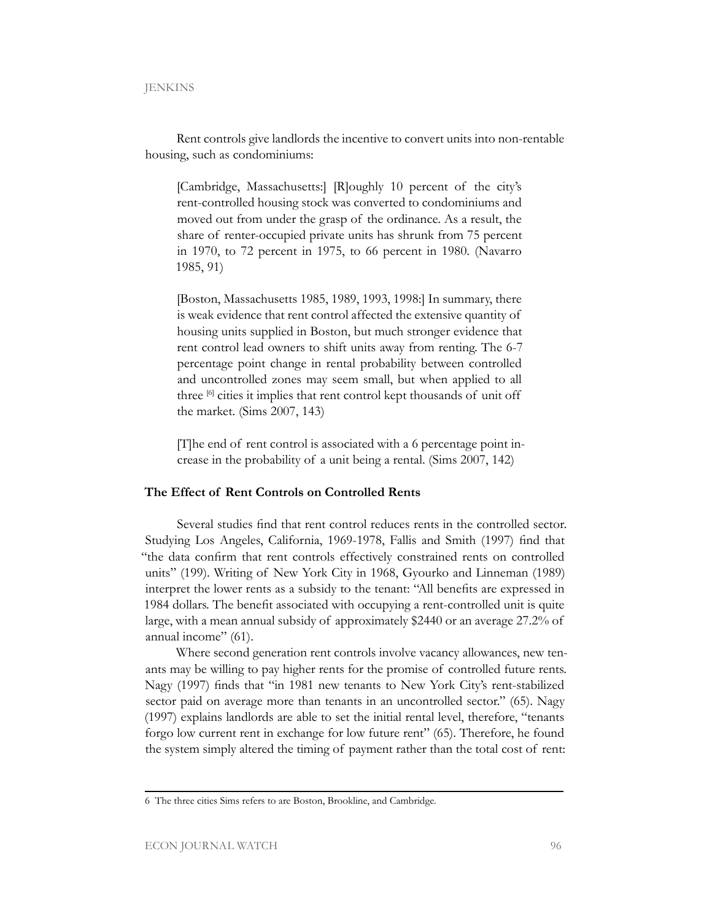Rent controls give landlords the incentive to convert units into non-rentable housing, such as condominiums:

> [Cambridge, Massachusetts:] [R]oughly 10 percent of the city's rent-controlled housing stock was converted to condominiums and moved out from under the grasp of the ordinance. As a result, the share of renter-occupied private units has shrunk from 75 percent in 1970, to 72 percent in 1975, to 66 percent in 1980. (Navarro 1985, 91)

> [Boston, Massachusetts 1985, 1989, 1993, 1998:] In summary, there is weak evidence that rent control affected the extensive quantity of housing units supplied in Boston, but much stronger evidence that rent control lead owners to shift units away from renting. The 6-7 percentage point change in rental probability between controlled and uncontrolled zones may seem small, but when applied to all three [6] cities it implies that rent control kept thousands of unit off the market. (Sims 2007, 143)

> [T]he end of rent control is associated with a 6 percentage point increase in the probability of a unit being a rental. (Sims 2007, 142)

### The Effect of Rent Controls on Controlled Rents

Several studies find that rent control reduces rents in the controlled sector. Studying Los Angeles, California, 1969-1978, Fallis and Smith (1997) find that "the data confirm that rent controls effectively constrained rents on controlled units" (199). Writing of New York City in 1968, Gyourko and Linneman (1989) interpret the lower rents as a subsidy to the tenant: "All benefits are expressed in 1984 dollars. The benefit associated with occupying a rent-controlled unit is quite large, with a mean annual subsidy of approximately $2440 or an average 27.2% of annual income" (61).

Where second generation rent controls involve vacancy allowances, new tenants may be willing to pay higher rents for the promise of controlled future rents. Nagy (1997) finds that "in 1981 new tenants to New York City's rent-stabilized sector paid on average more than tenants in an uncontrolled sector." (65). Nagy (1997) explains landlords are able to set the initial rental level, therefore, "tenants forgo low current rent in exchange for low future rent" (65). Therefore, he found the system simply altered the timing of payment rather than the total cost of rent:

---

6 The three cities Sims refers to are Boston, Brookline, and Cambridge.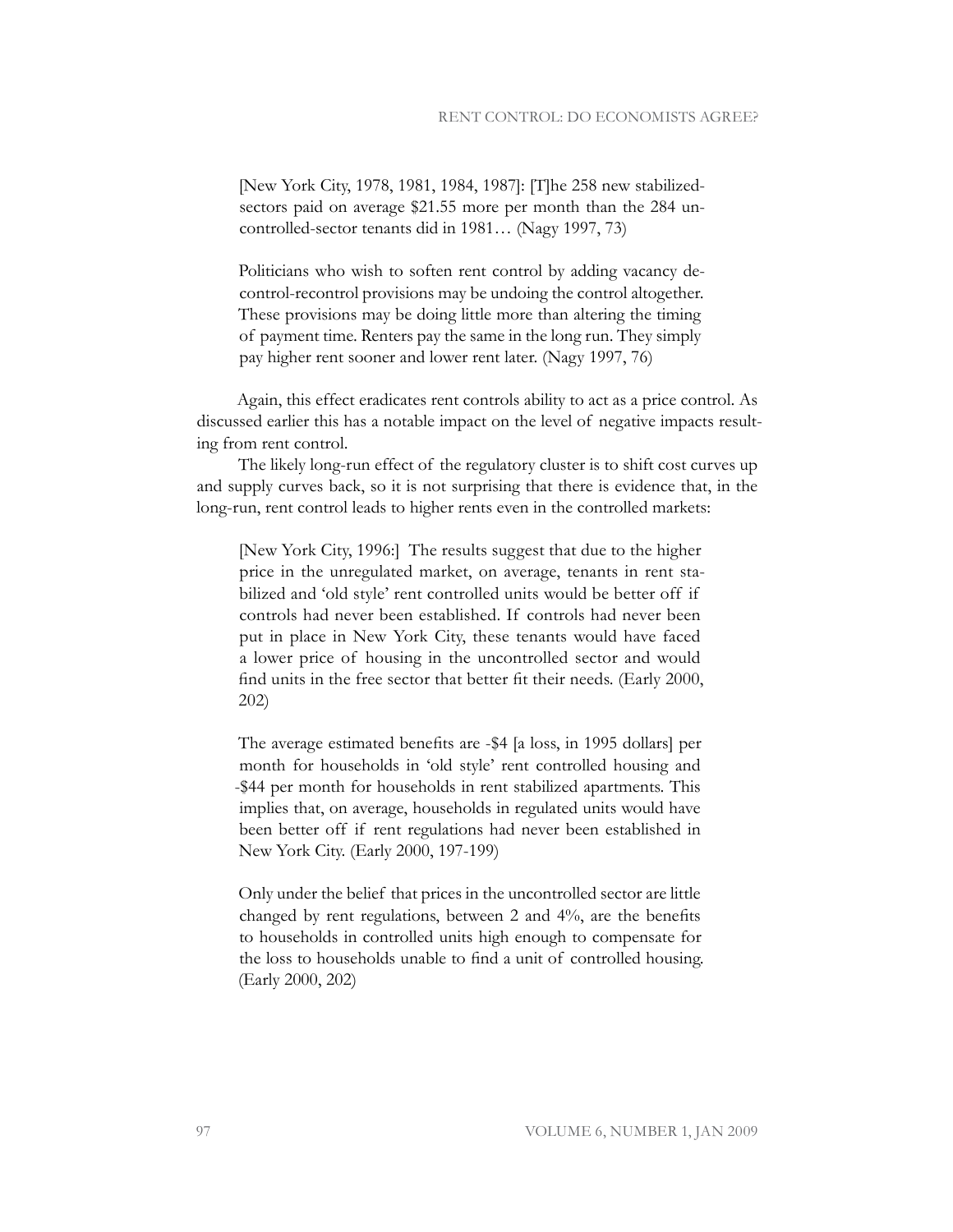> [New York City, 1978, 1981, 1984, 1987]: [T]he 258 new stabilized-sectors paid on average $21.55 more per month than the 284 uncontrolled-sector tenants did in 1981… (Nagy 1997, 73)

> Politicians who wish to soften rent control by adding vacancy de-control-recontrol provisions may be undoing the control altogether. These provisions may be doing little more than altering the timing of payment time. Renters pay the same in the long run. They simply pay higher rent sooner and lower rent later. (Nagy 1997, 76)

Again, this effect eradicates rent controls ability to act as a price control. As discussed earlier this has a notable impact on the level of negative impacts resulting from rent control.

The likely long-run effect of the regulatory cluster is to shift cost curves up and supply curves back, so it is not surprising that there is evidence that, in the long-run, rent control leads to higher rents even in the controlled markets:

> [New York City, 1996:] The results suggest that due to the higher price in the unregulated market, on average, tenants in rent stabilized and 'old style' rent controlled units would be better off if controls had never been established. If controls had never been put in place in New York City, these tenants would have faced a lower price of housing in the uncontrolled sector and would find units in the free sector that better fit their needs. (Early 2000, 202)

> The average estimated benefits are -$4 [a loss, in 1995 dollars] per month for households in 'old style' rent controlled housing and -$44 per month for households in rent stabilized apartments. This implies that, on average, households in regulated units would have been better off if rent regulations had never been established in New York City. (Early 2000, 197-199)

> Only under the belief that prices in the uncontrolled sector are little changed by rent regulations, between 2 and 4%, are the benefits to households in controlled units high enough to compensate for the loss to households unable to find a unit of controlled housing. (Early 2000, 202)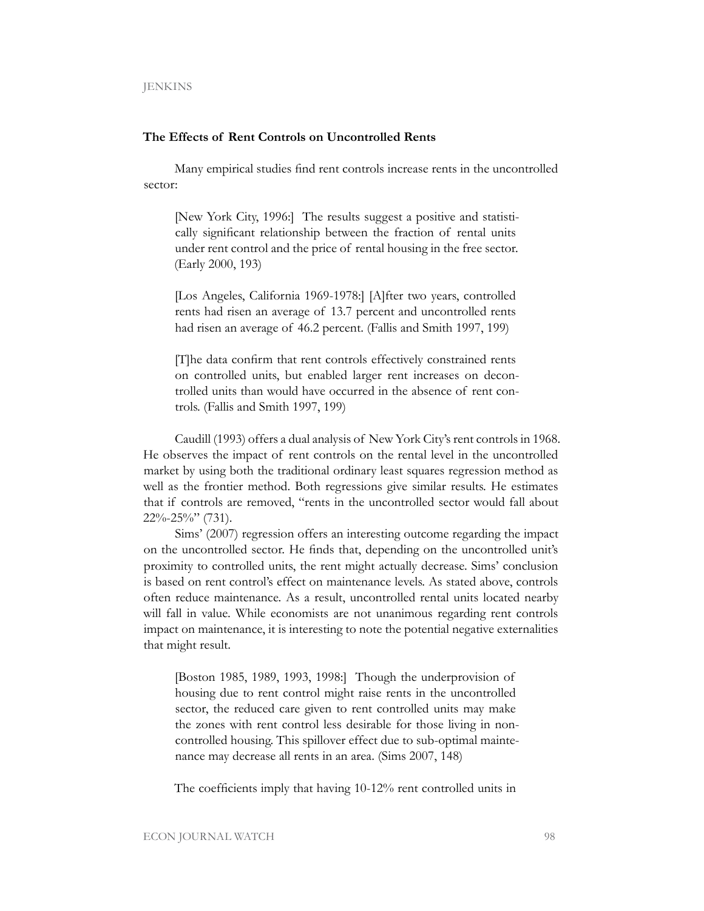### The Effects of Rent Controls on Uncontrolled Rents

Many empirical studies find rent controls increase rents in the uncontrolled sector:

> [New York City, 1996:] The results suggest a positive and statistically significant relationship between the fraction of rental units under rent control and the price of rental housing in the free sector. (Early 2000, 193)

> [Los Angeles, California 1969-1978:] [A]fter two years, controlled rents had risen an average of 13.7 percent and uncontrolled rents had risen an average of 46.2 percent. (Fallis and Smith 1997, 199)

> [T]he data confirm that rent controls effectively constrained rents on controlled units, but enabled larger rent increases on decontrolled units than would have occurred in the absence of rent controls. (Fallis and Smith 1997, 199)

Caudill (1993) offers a dual analysis of New York City's rent controls in 1968. He observes the impact of rent controls on the rental level in the uncontrolled market by using both the traditional ordinary least squares regression method as well as the frontier method. Both regressions give similar results. He estimates that if controls are removed, "rents in the uncontrolled sector would fall about 22%-25%" (731).

Sims' (2007) regression offers an interesting outcome regarding the impact on the uncontrolled sector. He finds that, depending on the uncontrolled unit's proximity to controlled units, the rent might actually decrease. Sims' conclusion is based on rent control's effect on maintenance levels. As stated above, controls often reduce maintenance. As a result, uncontrolled rental units located nearby will fall in value. While economists are not unanimous regarding rent controls impact on maintenance, it is interesting to note the potential negative externalities that might result.

> [Boston 1985, 1989, 1993, 1998:] Though the underprovision of housing due to rent control might raise rents in the uncontrolled sector, the reduced care given to rent controlled units may make the zones with rent control less desirable for those living in non-controlled housing. This spillover effect due to sub-optimal maintenance may decrease all rents in an area. (Sims 2007, 148)

> The coefficients imply that having 10-12% rent controlled units in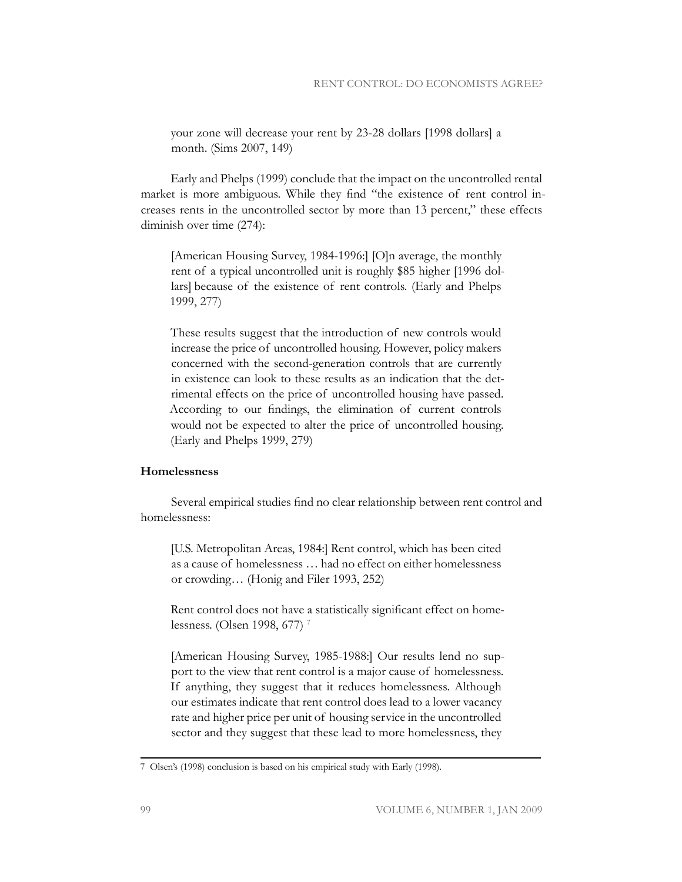> your zone will decrease your rent by 23-28 dollars [1998 dollars] a month. (Sims 2007, 149)

Early and Phelps (1999) conclude that the impact on the uncontrolled rental market is more ambiguous. While they find "the existence of rent control increases rents in the uncontrolled sector by more than 13 percent," these effects diminish over time (274):

> [American Housing Survey, 1984-1996:] [O]n average, the monthly rent of a typical uncontrolled unit is roughly $85 higher [1996 dollars] because of the existence of rent controls. (Early and Phelps 1999, 277)

> These results suggest that the introduction of new controls would increase the price of uncontrolled housing. However, policy makers concerned with the second-generation controls that are currently in existence can look to these results as an indication that the detrimental effects on the price of uncontrolled housing have passed. According to our findings, the elimination of current controls would not be expected to alter the price of uncontrolled housing. (Early and Phelps 1999, 279)

**Homelessness**

Several empirical studies find no clear relationship between rent control and homelessness:

> [U.S. Metropolitan Areas, 1984:] Rent control, which has been cited as a cause of homelessness … had no effect on either homelessness or crowding… (Honig and Filer 1993, 252)

> Rent control does not have a statistically significant effect on homelessness. (Olsen 1998, 677) [7]

> [American Housing Survey, 1985-1988:] Our results lend no support to the view that rent control is a major cause of homelessness. If anything, they suggest that it reduces homelessness. Although our estimates indicate that rent control does lead to a lower vacancy rate and higher price per unit of housing service in the uncontrolled sector and they suggest that these lead to more homelessness, they

7 Olsen's (1998) conclusion is based on his empirical study with Early (1998).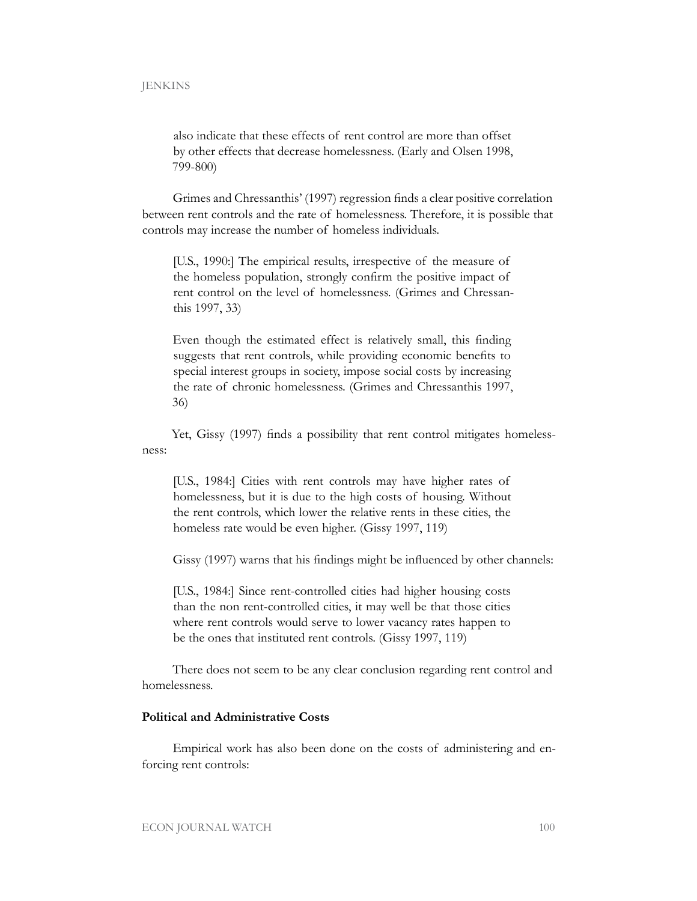> also indicate that these effects of rent control are more than offset by other effects that decrease homelessness. (Early and Olsen 1998, 799-800)

Grimes and Chressanthis' (1997) regression finds a clear positive correlation between rent controls and the rate of homelessness. Therefore, it is possible that controls may increase the number of homeless individuals.

> [U.S., 1990:] The empirical results, irrespective of the measure of the homeless population, strongly confirm the positive impact of rent control on the level of homelessness. (Grimes and Chressanthis 1997, 33)

> Even though the estimated effect is relatively small, this finding suggests that rent controls, while providing economic benefits to special interest groups in society, impose social costs by increasing the rate of chronic homelessness. (Grimes and Chressanthis 1997, 36)

Yet, Gissy (1997) finds a possibility that rent control mitigates homelessness:

> [U.S., 1984:] Cities with rent controls may have higher rates of homelessness, but it is due to the high costs of housing. Without the rent controls, which lower the relative rents in these cities, the homeless rate would be even higher. (Gissy 1997, 119)

Gissy (1997) warns that his findings might be influenced by other channels:

> [U.S., 1984:] Since rent-controlled cities had higher housing costs than the non rent-controlled cities, it may well be that those cities where rent controls would serve to lower vacancy rates happen to be the ones that instituted rent controls. (Gissy 1997, 119)

There does not seem to be any clear conclusion regarding rent control and homelessness.

### Political and Administrative Costs

Empirical work has also been done on the costs of administering and enforcing rent controls: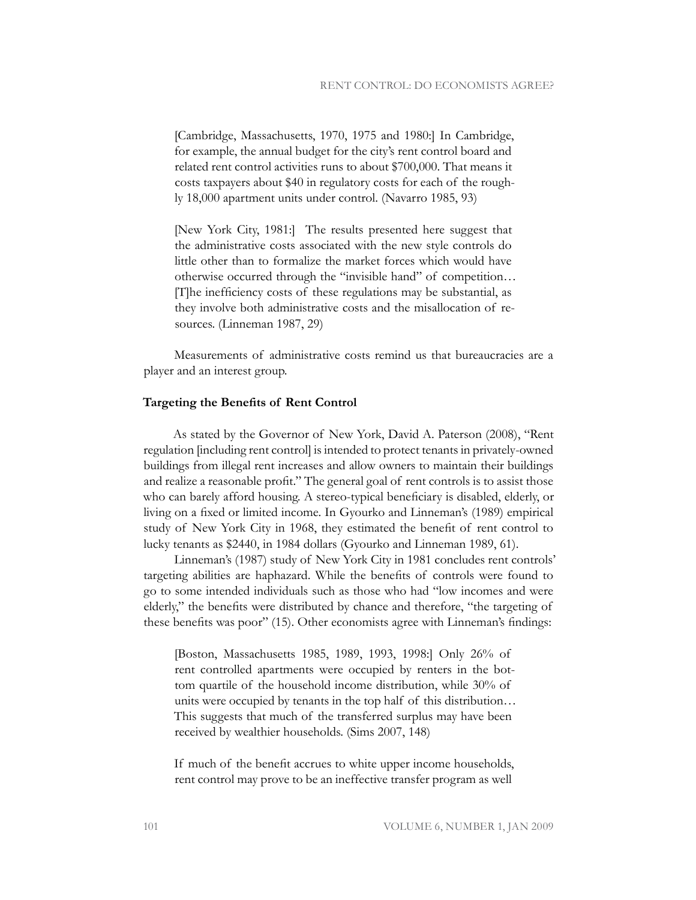[Cambridge, Massachusetts, 1970, 1975 and 1980:] In Cambridge, for example, the annual budget for the city's rent control board and related rent control activities runs to about $700,000. That means it costs taxpayers about $40 in regulatory costs for each of the roughly 18,000 apartment units under control. (Navarro 1985, 93)

> [New York City, 1981:] The results presented here suggest that the administrative costs associated with the new style controls do little other than to formalize the market forces which would have otherwise occurred through the "invisible hand" of competition… [T]he inefficiency costs of these regulations may be substantial, as they involve both administrative costs and the misallocation of resources. (Linneman 1987, 29)

Measurements of administrative costs remind us that bureaucracies are a player and an interest group.

### Targeting the Benefits of Rent Control

As stated by the Governor of New York, David A. Paterson (2008), "Rent regulation [including rent control] is intended to protect tenants in privately-owned buildings from illegal rent increases and allow owners to maintain their buildings and realize a reasonable profit." The general goal of rent controls is to assist those who can barely afford housing. A stereo-typical beneficiary is disabled, elderly, or living on a fixed or limited income. In Gyourko and Linneman's (1989) empirical study of New York City in 1968, they estimated the benefit of rent control to lucky tenants as $2440, in 1984 dollars (Gyourko and Linneman 1989, 61).

Linneman's (1987) study of New York City in 1981 concludes rent controls' targeting abilities are haphazard. While the benefits of controls were found to go to some intended individuals such as those who had "low incomes and were elderly," the benefits were distributed by chance and therefore, "the targeting of these benefits was poor" (15). Other economists agree with Linneman's findings:

> [Boston, Massachusetts 1985, 1989, 1993, 1998:] Only 26% of rent controlled apartments were occupied by renters in the bottom quartile of the household income distribution, while 30% of units were occupied by tenants in the top half of this distribution… This suggests that much of the transferred surplus may have been received by wealthier households. (Sims 2007, 148)

> If much of the benefit accrues to white upper income households, rent control may prove to be an ineffective transfer program as well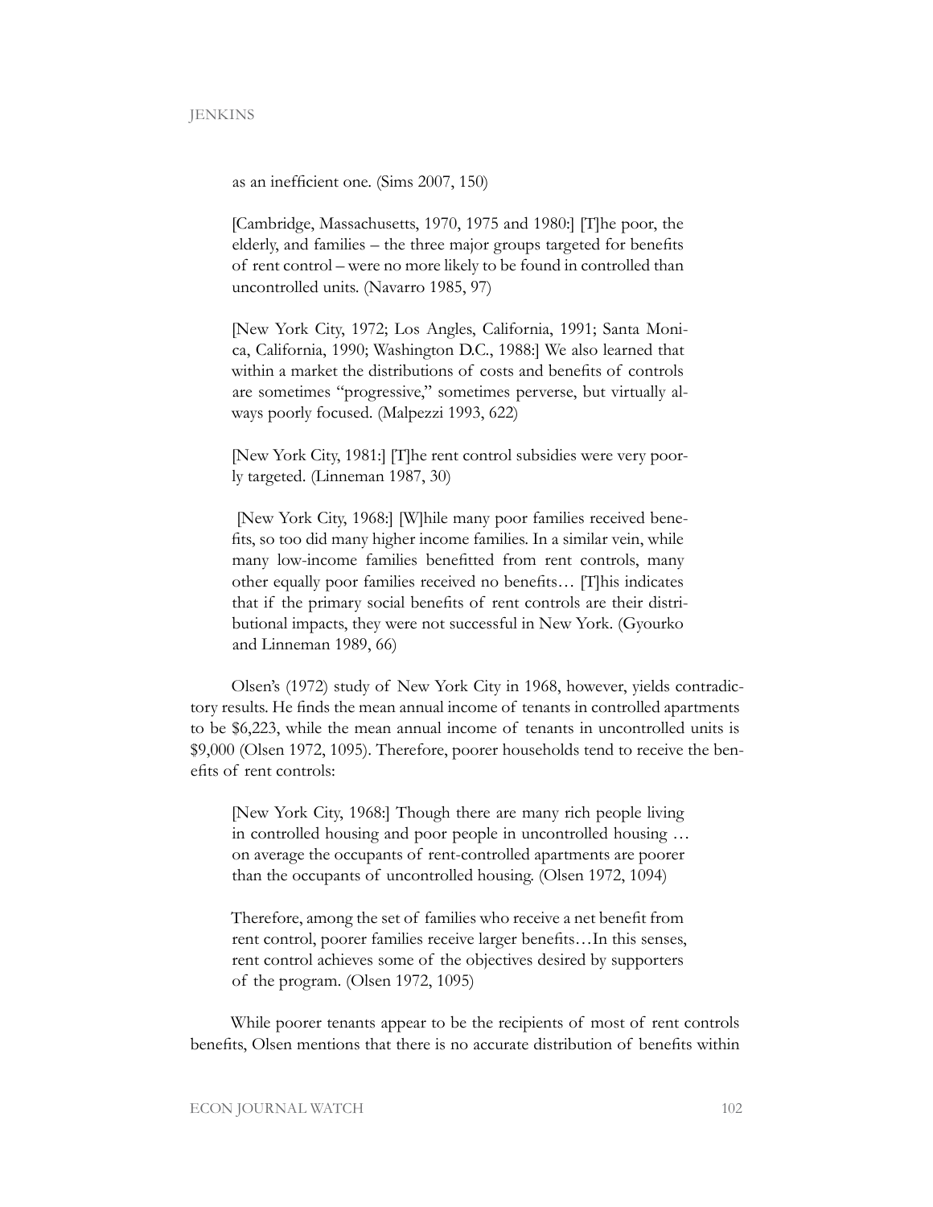as an inefficient one. (Sims 2007, 150)

> [Cambridge, Massachusetts, 1970, 1975 and 1980:] [T]he poor, the elderly, and families – the three major groups targeted for benefits of rent control – were no more likely to be found in controlled than uncontrolled units. (Navarro 1985, 97)

> [New York City, 1972; Los Angles, California, 1991; Santa Monica, California, 1990; Washington D.C., 1988:] We also learned that within a market the distributions of costs and benefits of controls are sometimes "progressive," sometimes perverse, but virtually always poorly focused. (Malpezzi 1993, 622)

> [New York City, 1981:] [T]he rent control subsidies were very poorly targeted. (Linneman 1987, 30)

> [New York City, 1968:] [W]hile many poor families received benefits, so too did many higher income families. In a similar vein, while many low-income families benefitted from rent controls, many other equally poor families received no benefits… [T]his indicates that if the primary social benefits of rent controls are their distributional impacts, they were not successful in New York. (Gyourko and Linneman 1989, 66)

Olsen's (1972) study of New York City in 1968, however, yields contradictory results. He finds the mean annual income of tenants in controlled apartments to be $6,223, while the mean annual income of tenants in uncontrolled units is $9,000 (Olsen 1972, 1095). Therefore, poorer households tend to receive the benefits of rent controls:

> [New York City, 1968:] Though there are many rich people living in controlled housing and poor people in uncontrolled housing … on average the occupants of rent-controlled apartments are poorer than the occupants of uncontrolled housing. (Olsen 1972, 1094)

> Therefore, among the set of families who receive a net benefit from rent control, poorer families receive larger benefits…In this senses, rent control achieves some of the objectives desired by supporters of the program. (Olsen 1972, 1095)

While poorer tenants appear to be the recipients of most of rent controls benefits, Olsen mentions that there is no accurate distribution of benefits within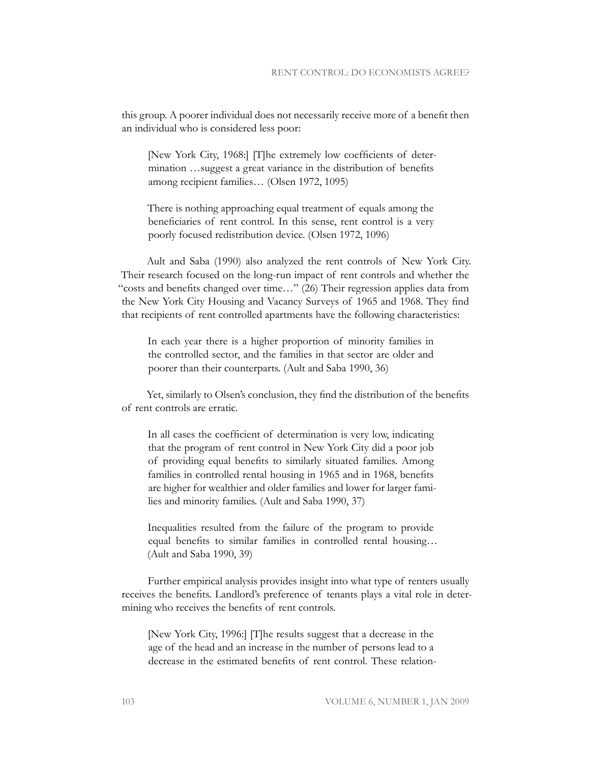this group. A poorer individual does not necessarily receive more of a benefit then an individual who is considered less poor:

> [New York City, 1968:] [T]he extremely low coefficients of determination …suggest a great variance in the distribution of benefits among recipient families… (Olsen 1972, 1095)

> There is nothing approaching equal treatment of equals among the beneficiaries of rent control. In this sense, rent control is a very poorly focused redistribution device. (Olsen 1972, 1096)

Ault and Saba (1990) also analyzed the rent controls of New York City. Their research focused on the long-run impact of rent controls and whether the "costs and benefits changed over time…" (26) Their regression applies data from the New York City Housing and Vacancy Surveys of 1965 and 1968. They find that recipients of rent controlled apartments have the following characteristics:

> In each year there is a higher proportion of minority families in the controlled sector, and the families in that sector are older and poorer than their counterparts. (Ault and Saba 1990, 36)

Yet, similarly to Olsen's conclusion, they find the distribution of the benefits of rent controls are erratic.

> In all cases the coefficient of determination is very low, indicating that the program of rent control in New York City did a poor job of providing equal benefits to similarly situated families. Among families in controlled rental housing in 1965 and in 1968, benefits are higher for wealthier and older families and lower for larger families and minority families. (Ault and Saba 1990, 37)

> Inequalities resulted from the failure of the program to provide equal benefits to similar families in controlled rental housing… (Ault and Saba 1990, 39)

Further empirical analysis provides insight into what type of renters usually receives the benefits. Landlord's preference of tenants plays a vital role in determining who receives the benefits of rent controls.

> [New York City, 1996:] [T]he results suggest that a decrease in the age of the head and an increase in the number of persons lead to a decrease in the estimated benefits of rent control. These relation-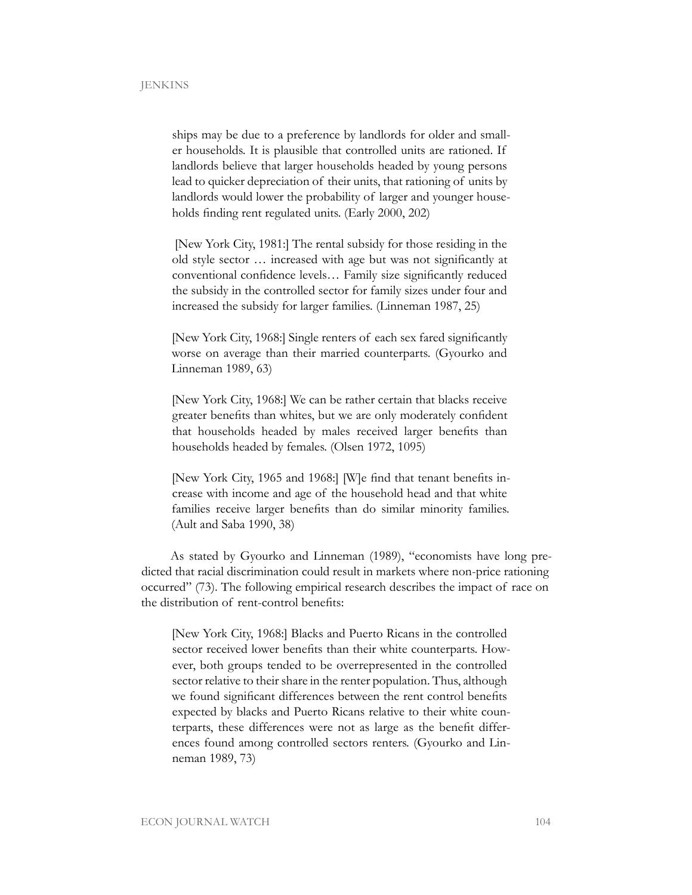ships may be due to a preference by landlords for older and smaller households. It is plausible that controlled units are rationed. If landlords believe that larger households headed by young persons lead to quicker depreciation of their units, that rationing of units by landlords would lower the probability of larger and younger households finding rent regulated units. (Early 2000, 202)

> [New York City, 1981:] The rental subsidy for those residing in the old style sector … increased with age but was not significantly at conventional confidence levels… Family size significantly reduced the subsidy in the controlled sector for family sizes under four and increased the subsidy for larger families. (Linneman 1987, 25)

> [New York City, 1968:] Single renters of each sex fared significantly worse on average than their married counterparts. (Gyourko and Linneman 1989, 63)

> [New York City, 1968:] We can be rather certain that blacks receive greater benefits than whites, but we are only moderately confident that households headed by males received larger benefits than households headed by females. (Olsen 1972, 1095)

> [New York City, 1965 and 1968:] [W]e find that tenant benefits increase with income and age of the household head and that white families receive larger benefits than do similar minority families. (Ault and Saba 1990, 38)

As stated by Gyourko and Linneman (1989), "economists have long predicted that racial discrimination could result in markets where non-price rationing occurred" (73). The following empirical research describes the impact of race on the distribution of rent-control benefits:

> [New York City, 1968:] Blacks and Puerto Ricans in the controlled sector received lower benefits than their white counterparts. However, both groups tended to be overrepresented in the controlled sector relative to their share in the renter population. Thus, although we found significant differences between the rent control benefits expected by blacks and Puerto Ricans relative to their white counterparts, these differences were not as large as the benefit differences found among controlled sectors renters. (Gyourko and Linneman 1989, 73)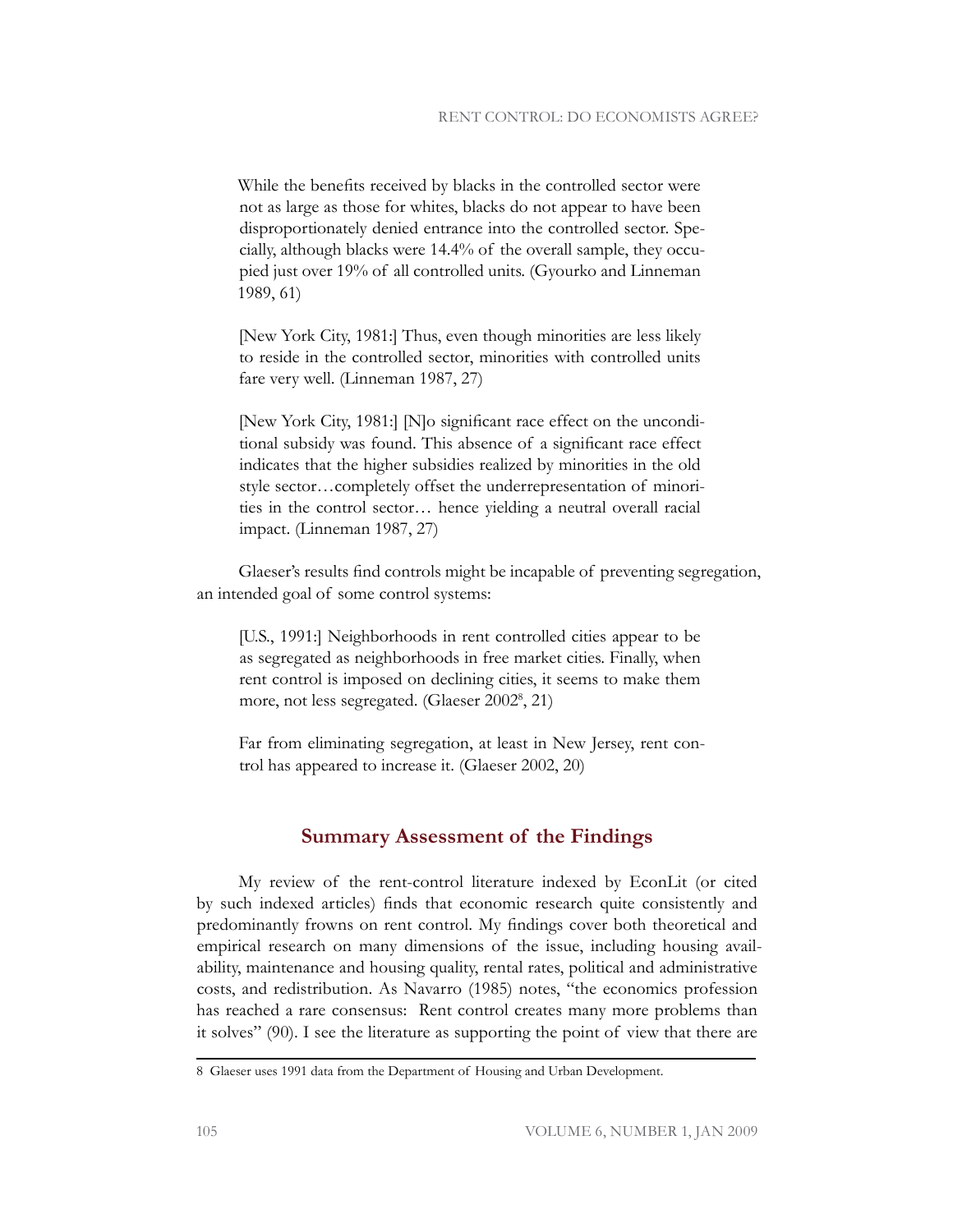> While the benefits received by blacks in the controlled sector were not as large as those for whites, blacks do not appear to have been disproportionately denied entrance into the controlled sector. Specially, although blacks were 14.4% of the overall sample, they occupied just over 19% of all controlled units. (Gyourko and Linneman 1989, 61)

> [New York City, 1981:] Thus, even though minorities are less likely to reside in the controlled sector, minorities with controlled units fare very well. (Linneman 1987, 27)

> [New York City, 1981:] [N]o significant race effect on the unconditional subsidy was found. This absence of a significant race effect indicates that the higher subsidies realized by minorities in the old style sector…completely offset the underrepresentation of minorities in the control sector… hence yielding a neutral overall racial impact. (Linneman 1987, 27)

Glaeser's results find controls might be incapable of preventing segregation, an intended goal of some control systems:

> [U.S., 1991:] Neighborhoods in rent controlled cities appear to be as segregated as neighborhoods in free market cities. Finally, when rent control is imposed on declining cities, it seems to make them more, not less segregated. (Glaeser 2002[8], 21)

> Far from eliminating segregation, at least in New Jersey, rent control has appeared to increase it. (Glaeser 2002, 20)

## Summary Assessment of the Findings

My review of the rent-control literature indexed by EconLit (or cited by such indexed articles) finds that economic research quite consistently and predominantly frowns on rent control. My findings cover both theoretical and empirical research on many dimensions of the issue, including housing availability, maintenance and housing quality, rental rates, political and administrative costs, and redistribution. As Navarro (1985) notes, "the economics profession has reached a rare consensus: Rent control creates many more problems than it solves" (90). I see the literature as supporting the point of view that there are

---

8 Glaeser uses 1991 data from the Department of Housing and Urban Development.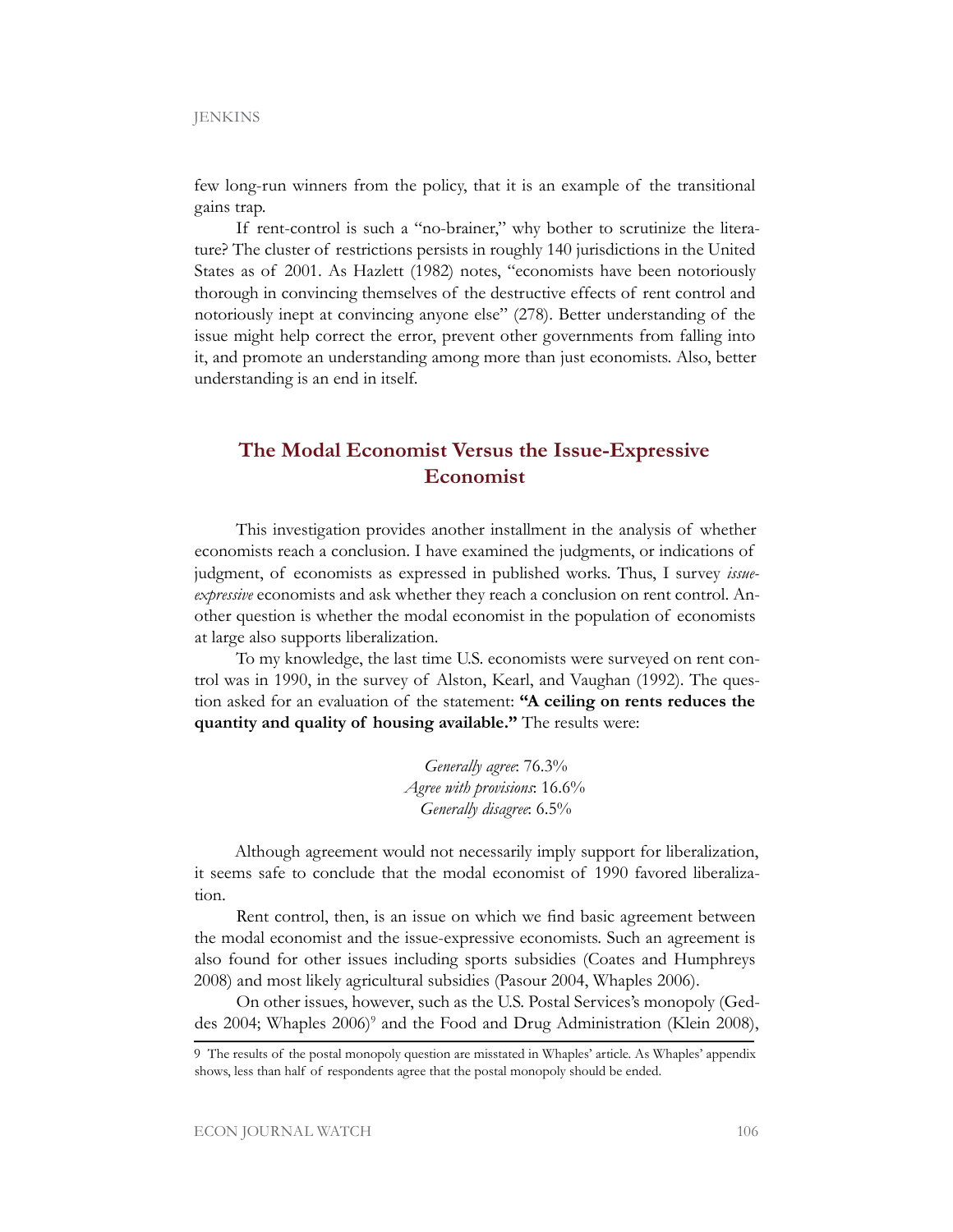few long-run winners from the policy, that it is an example of the transitional gains trap.

If rent-control is such a "no-brainer," why bother to scrutinize the literature? The cluster of restrictions persists in roughly 140 jurisdictions in the United States as of 2001. As Hazlett (1982) notes, "economists have been notoriously thorough in convincing themselves of the destructive effects of rent control and notoriously inept at convincing anyone else" (278). Better understanding of the issue might help correct the error, prevent other governments from falling into it, and promote an understanding among more than just economists. Also, better understanding is an end in itself.

## The Modal Economist Versus the Issue-Expressive Economist

This investigation provides another installment in the analysis of whether economists reach a conclusion. I have examined the judgments, or indications of judgment, of economists as expressed in published works. Thus, I survey *issue-expressive* economists and ask whether they reach a conclusion on rent control. Another question is whether the modal economist in the population of economists at large also supports liberalization.

To my knowledge, the last time U.S. economists were surveyed on rent control was in 1990, in the survey of Alston, Kearl, and Vaughan (1992). The question asked for an evaluation of the statement: **"A ceiling on rents reduces the quantity and quality of housing available."** The results were:

*Generally agree*: 76.3%
*Agree with provisions*: 16.6%
*Generally disagree*: 6.5%

Although agreement would not necessarily imply support for liberalization, it seems safe to conclude that the modal economist of 1990 favored liberalization.

Rent control, then, is an issue on which we find basic agreement between the modal economist and the issue-expressive economists. Such an agreement is also found for other issues including sports subsidies (Coates and Humphreys 2008) and most likely agricultural subsidies (Pasour 2004, Whaples 2006).

On other issues, however, such as the U.S. Postal Services's monopoly (Geddes 2004; Whaples 2006)[9] and the Food and Drug Administration (Klein 2008),

9 The results of the postal monopoly question are misstated in Whaples' article. As Whaples' appendix shows, less than half of respondents agree that the postal monopoly should be ended.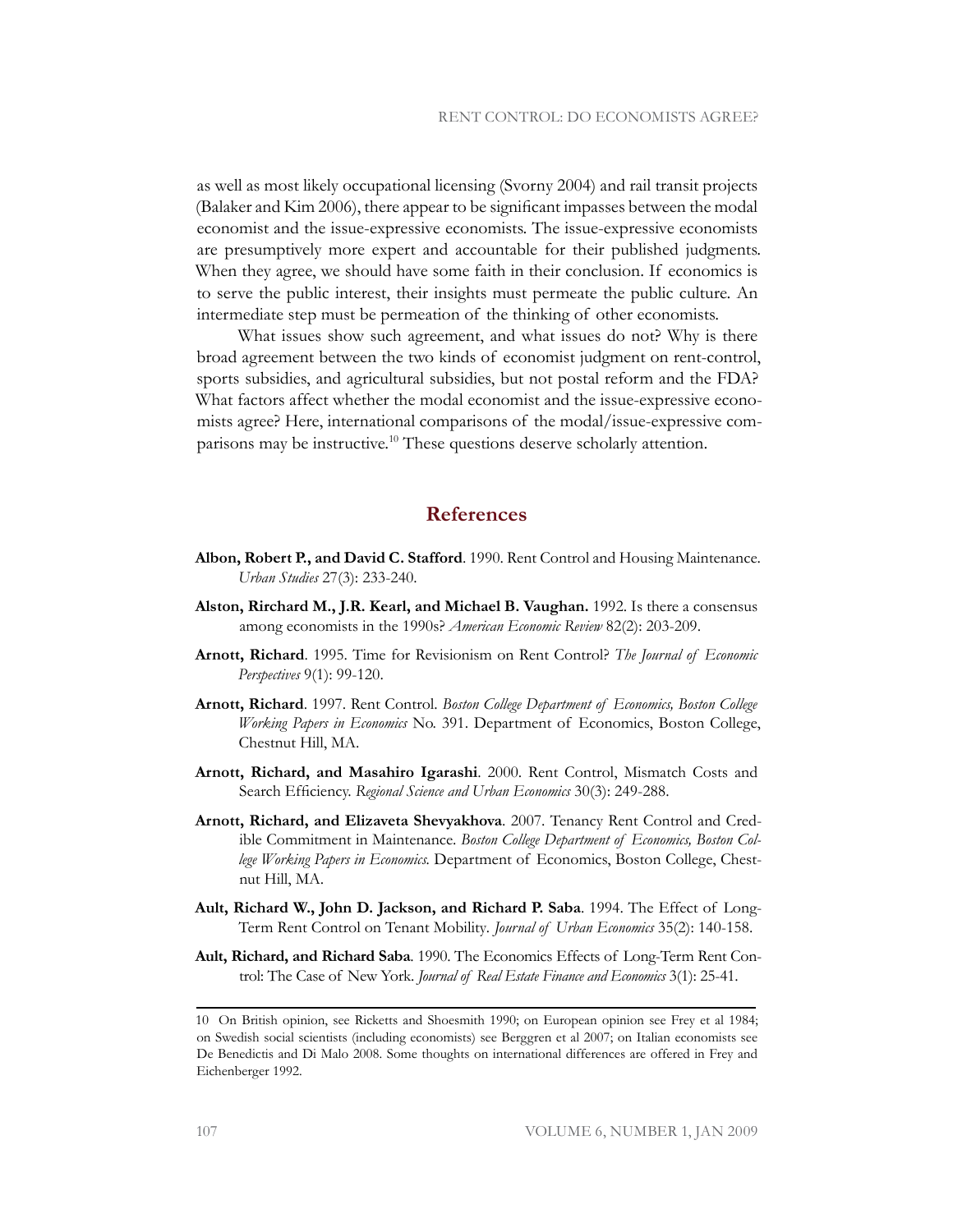as well as most likely occupational licensing (Svorny 2004) and rail transit projects (Balaker and Kim 2006), there appear to be significant impasses between the modal economist and the issue-expressive economists. The issue-expressive economists are presumptively more expert and accountable for their published judgments. When they agree, we should have some faith in their conclusion. If economics is to serve the public interest, their insights must permeate the public culture. An intermediate step must be permeation of the thinking of other economists.

What issues show such agreement, and what issues do not? Why is there broad agreement between the two kinds of economist judgment on rent-control, sports subsidies, and agricultural subsidies, but not postal reform and the FDA? What factors affect whether the modal economist and the issue-expressive economists agree? Here, international comparisons of the modal/issue-expressive comparisons may be instructive.[10] These questions deserve scholarly attention.

## References

**Albon, Robert P., and David C. Stafford**. 1990. Rent Control and Housing Maintenance. *Urban Studies* 27(3): 233-240.

**Alston, Rirchard M., J.R. Kearl, and Michael B. Vaughan.** 1992. Is there a consensus among economists in the 1990s? *American Economic Review* 82(2): 203-209.

**Arnott, Richard**. 1995. Time for Revisionism on Rent Control? *The Journal of Economic Perspectives* 9(1): 99-120.

**Arnott, Richard**. 1997. Rent Control. *Boston College Department of Economics, Boston College Working Papers in Economics* No. 391. Department of Economics, Boston College, Chestnut Hill, MA.

**Arnott, Richard, and Masahiro Igarashi**. 2000. Rent Control, Mismatch Costs and Search Efficiency. *Regional Science and Urban Economics* 30(3): 249-288.

**Arnott, Richard, and Elizaveta Shevyakhova**. 2007. Tenancy Rent Control and Credible Commitment in Maintenance. *Boston College Department of Economics, Boston College Working Papers in Economics.* Department of Economics, Boston College, Chestnut Hill, MA.

**Ault, Richard W., John D. Jackson, and Richard P. Saba**. 1994. The Effect of Long-Term Rent Control on Tenant Mobility. *Journal of Urban Economics* 35(2): 140-158.

**Ault, Richard, and Richard Saba**. 1990. The Economics Effects of Long-Term Rent Control: The Case of New York. *Journal of Real Estate Finance and Economics* 3(1): 25-41.

10 On British opinion, see Ricketts and Shoesmith 1990; on European opinion see Frey et al 1984; on Swedish social scientists (including economists) see Berggren et al 2007; on Italian economists see De Benedictis and Di Malo 2008. Some thoughts on international differences are offered in Frey and Eichenberger 1992.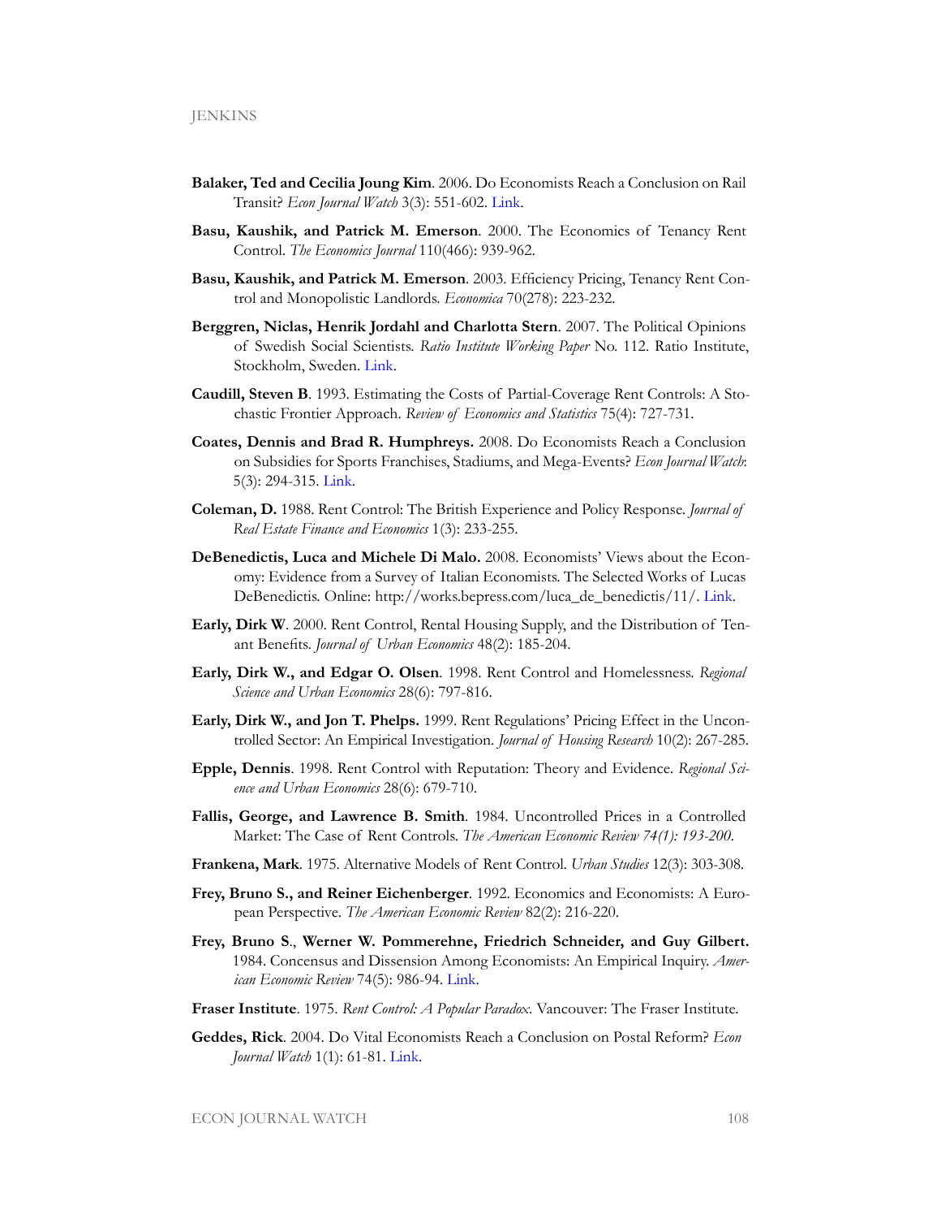**Balaker, Ted and Cecilia Joung Kim**. 2006. Do Economists Reach a Conclusion on Rail Transit? *Econ Journal Watch* 3(3): 551-602. Link.

**Basu, Kaushik, and Patrick M. Emerson**. 2000. The Economics of Tenancy Rent Control. *The Economics Journal* 110(466): 939-962.

**Basu, Kaushik, and Patrick M. Emerson**. 2003. Efficiency Pricing, Tenancy Rent Control and Monopolistic Landlords. *Economica* 70(278): 223-232.

**Berggren, Niclas, Henrik Jordahl and Charlotta Stern**. 2007. The Political Opinions of Swedish Social Scientists. *Ratio Institute Working Paper* No. 112. Ratio Institute, Stockholm, Sweden. Link.

**Caudill, Steven B**. 1993. Estimating the Costs of Partial-Coverage Rent Controls: A Stochastic Frontier Approach. *Review of Economics and Statistics* 75(4): 727-731.

**Coates, Dennis and Brad R. Humphreys.** 2008. Do Economists Reach a Conclusion on Subsidies for Sports Franchises, Stadiums, and Mega-Events? *Econ Journal Watch*: 5(3): 294-315. Link.

**Coleman, D.** 1988. Rent Control: The British Experience and Policy Response. *Journal of Real Estate Finance and Economics* 1(3): 233-255.

**DeBenedictis, Luca and Michele Di Malo.** 2008. Economists' Views about the Economy: Evidence from a Survey of Italian Economists. The Selected Works of Lucas DeBenedictis. Online: http://works.bepress.com/luca_de_benedictis/11/. Link.

**Early, Dirk W**. 2000. Rent Control, Rental Housing Supply, and the Distribution of Tenant Benefits. *Journal of Urban Economics* 48(2): 185-204.

**Early, Dirk W., and Edgar O. Olsen**. 1998. Rent Control and Homelessness. *Regional Science and Urban Economics* 28(6): 797-816.

**Early, Dirk W., and Jon T. Phelps.** 1999. Rent Regulations' Pricing Effect in the Uncontrolled Sector: An Empirical Investigation. *Journal of Housing Research* 10(2): 267-285.

**Epple, Dennis**. 1998. Rent Control with Reputation: Theory and Evidence. *Regional Science and Urban Economics* 28(6): 679-710.

**Fallis, George, and Lawrence B. Smith**. 1984. Uncontrolled Prices in a Controlled Market: The Case of Rent Controls. *The American Economic Review 74(1): 193-200.*

**Frankena, Mark**. 1975. Alternative Models of Rent Control. *Urban Studies* 12(3): 303-308.

**Frey, Bruno S., and Reiner Eichenberger**. 1992. Economics and Economists: A European Perspective. *The American Economic Review* 82(2): 216-220.

**Frey, Bruno S**., **Werner W. Pommerehne, Friedrich Schneider, and Guy Gilbert.** 1984. Concensus and Dissension Among Economists: An Empirical Inquiry. *American Economic Review* 74(5): 986-94. Link.

**Fraser Institute**. 1975. *Rent Control: A Popular Paradox*. Vancouver: The Fraser Institute.

**Geddes, Rick**. 2004. Do Vital Economists Reach a Conclusion on Postal Reform? *Econ Journal Watch* 1(1): 61-81. Link.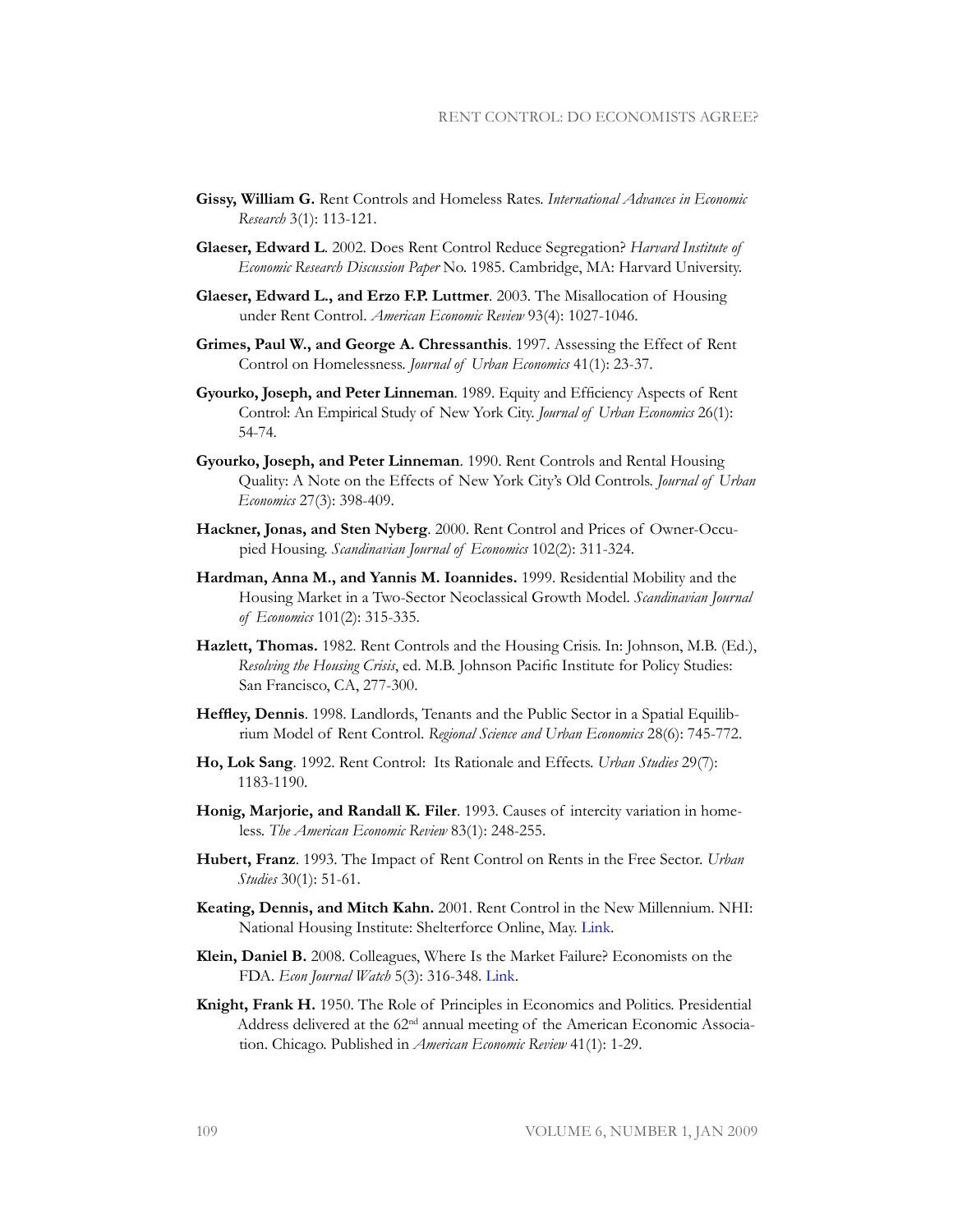**Gissy, William G.** Rent Controls and Homeless Rates. *International Advances in Economic Research* 3(1): 113-121.

**Glaeser, Edward L**. 2002. Does Rent Control Reduce Segregation? *Harvard Institute of Economic Research Discussion Paper* No. 1985. Cambridge, MA: Harvard University.

**Glaeser, Edward L., and Erzo F.P. Luttmer**. 2003. The Misallocation of Housing under Rent Control. *American Economic Review* 93(4): 1027-1046.

**Grimes, Paul W., and George A. Chressanthis**. 1997. Assessing the Effect of Rent Control on Homelessness. *Journal of Urban Economics* 41(1): 23-37.

**Gyourko, Joseph, and Peter Linneman**. 1989. Equity and Efficiency Aspects of Rent Control: An Empirical Study of New York City. *Journal of Urban Economics* 26(1): 54-74.

**Gyourko, Joseph, and Peter Linneman**. 1990. Rent Controls and Rental Housing Quality: A Note on the Effects of New York City's Old Controls. *Journal of Urban Economics* 27(3): 398-409.

**Hackner, Jonas, and Sten Nyberg**. 2000. Rent Control and Prices of Owner-Occupied Housing. *Scandinavian Journal of Economics* 102(2): 311-324.

**Hardman, Anna M., and Yannis M. Ioannides.** 1999. Residential Mobility and the Housing Market in a Two-Sector Neoclassical Growth Model. *Scandinavian Journal of Economics* 101(2): 315-335.

**Hazlett, Thomas.** 1982. Rent Controls and the Housing Crisis. In: Johnson, M.B. (Ed.), *Resolving the Housing Crisis*, ed. M.B. Johnson Pacific Institute for Policy Studies: San Francisco, CA, 277-300.

**Heffley, Dennis**. 1998. Landlords, Tenants and the Public Sector in a Spatial Equilibrium Model of Rent Control. *Regional Science and Urban Economics* 28(6): 745-772.

**Ho, Lok Sang**. 1992. Rent Control: Its Rationale and Effects. *Urban Studies* 29(7): 1183-1190.

**Honig, Marjorie, and Randall K. Filer**. 1993. Causes of intercity variation in homeless. *The American Economic Review* 83(1): 248-255.

**Hubert, Franz**. 1993. The Impact of Rent Control on Rents in the Free Sector. *Urban Studies* 30(1): 51-61.

**Keating, Dennis, and Mitch Kahn.** 2001. Rent Control in the New Millennium. NHI: National Housing Institute: Shelterforce Online, May. Link.

**Klein, Daniel B.** 2008. Colleagues, Where Is the Market Failure? Economists on the FDA. *Econ Journal Watch* 5(3): 316-348. Link.

**Knight, Frank H.** 1950. The Role of Principles in Economics and Politics. Presidential Address delivered at the 62nd annual meeting of the American Economic Association. Chicago. Published in *American Economic Review* 41(1): 1-29.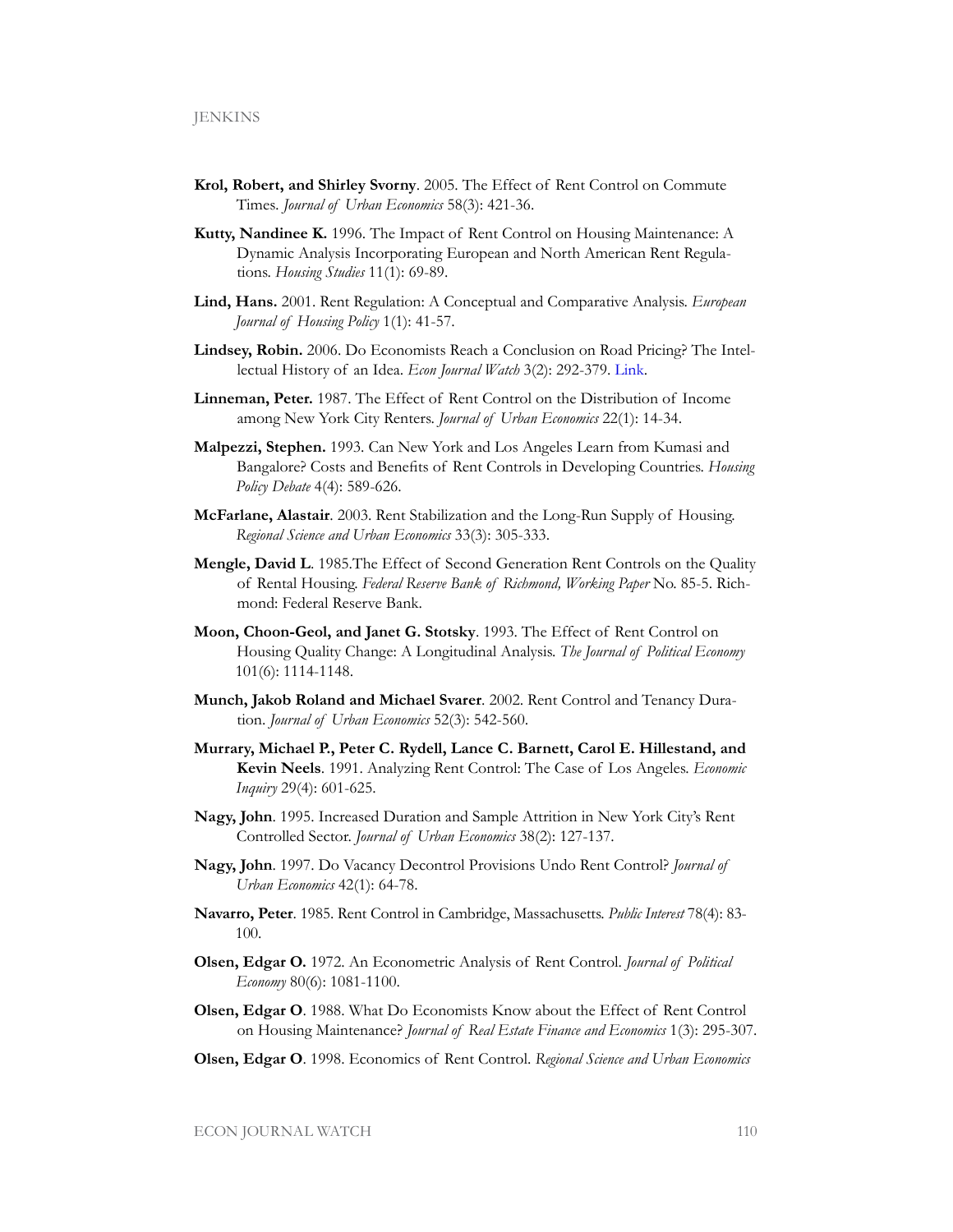**Krol, Robert, and Shirley Svorny**. 2005. The Effect of Rent Control on Commute Times. *Journal of Urban Economics* 58(3): 421-36.

**Kutty, Nandinee K.** 1996. The Impact of Rent Control on Housing Maintenance: A Dynamic Analysis Incorporating European and North American Rent Regulations. *Housing Studies* 11(1): 69-89.

**Lind, Hans.** 2001. Rent Regulation: A Conceptual and Comparative Analysis. *European Journal of Housing Policy* 1(1): 41-57.

**Lindsey, Robin.** 2006. Do Economists Reach a Conclusion on Road Pricing? The Intellectual History of an Idea. *Econ Journal Watch* 3(2): 292-379. Link.

**Linneman, Peter.** 1987. The Effect of Rent Control on the Distribution of Income among New York City Renters. *Journal of Urban Economics* 22(1): 14-34.

**Malpezzi, Stephen.** 1993. Can New York and Los Angeles Learn from Kumasi and Bangalore? Costs and Benefits of Rent Controls in Developing Countries. *Housing Policy Debate* 4(4): 589-626.

**McFarlane, Alastair**. 2003. Rent Stabilization and the Long-Run Supply of Housing. *Regional Science and Urban Economics* 33(3): 305-333.

**Mengle, David L**. 1985.The Effect of Second Generation Rent Controls on the Quality of Rental Housing. *Federal Reserve Bank of Richmond, Working Paper* No. 85-5. Richmond: Federal Reserve Bank.

**Moon, Choon-Geol, and Janet G. Stotsky**. 1993. The Effect of Rent Control on Housing Quality Change: A Longitudinal Analysis. *The Journal of Political Economy* 101(6): 1114-1148.

**Munch, Jakob Roland and Michael Svarer**. 2002. Rent Control and Tenancy Duration. *Journal of Urban Economics* 52(3): 542-560.

**Murrary, Michael P., Peter C. Rydell, Lance C. Barnett, Carol E. Hillestand, and Kevin Neels**. 1991. Analyzing Rent Control: The Case of Los Angeles. *Economic Inquiry* 29(4): 601-625.

**Nagy, John**. 1995. Increased Duration and Sample Attrition in New York City's Rent Controlled Sector. *Journal of Urban Economics* 38(2): 127-137.

**Nagy, John**. 1997. Do Vacancy Decontrol Provisions Undo Rent Control? *Journal of Urban Economics* 42(1): 64-78.

**Navarro, Peter**. 1985. Rent Control in Cambridge, Massachusetts. *Public Interest* 78(4): 83-100.

**Olsen, Edgar O.** 1972. An Econometric Analysis of Rent Control. *Journal of Political Economy* 80(6): 1081-1100.

**Olsen, Edgar O**. 1988. What Do Economists Know about the Effect of Rent Control on Housing Maintenance? *Journal of Real Estate Finance and Economics* 1(3): 295-307.

**Olsen, Edgar O**. 1998. Economics of Rent Control. *Regional Science and Urban Economics*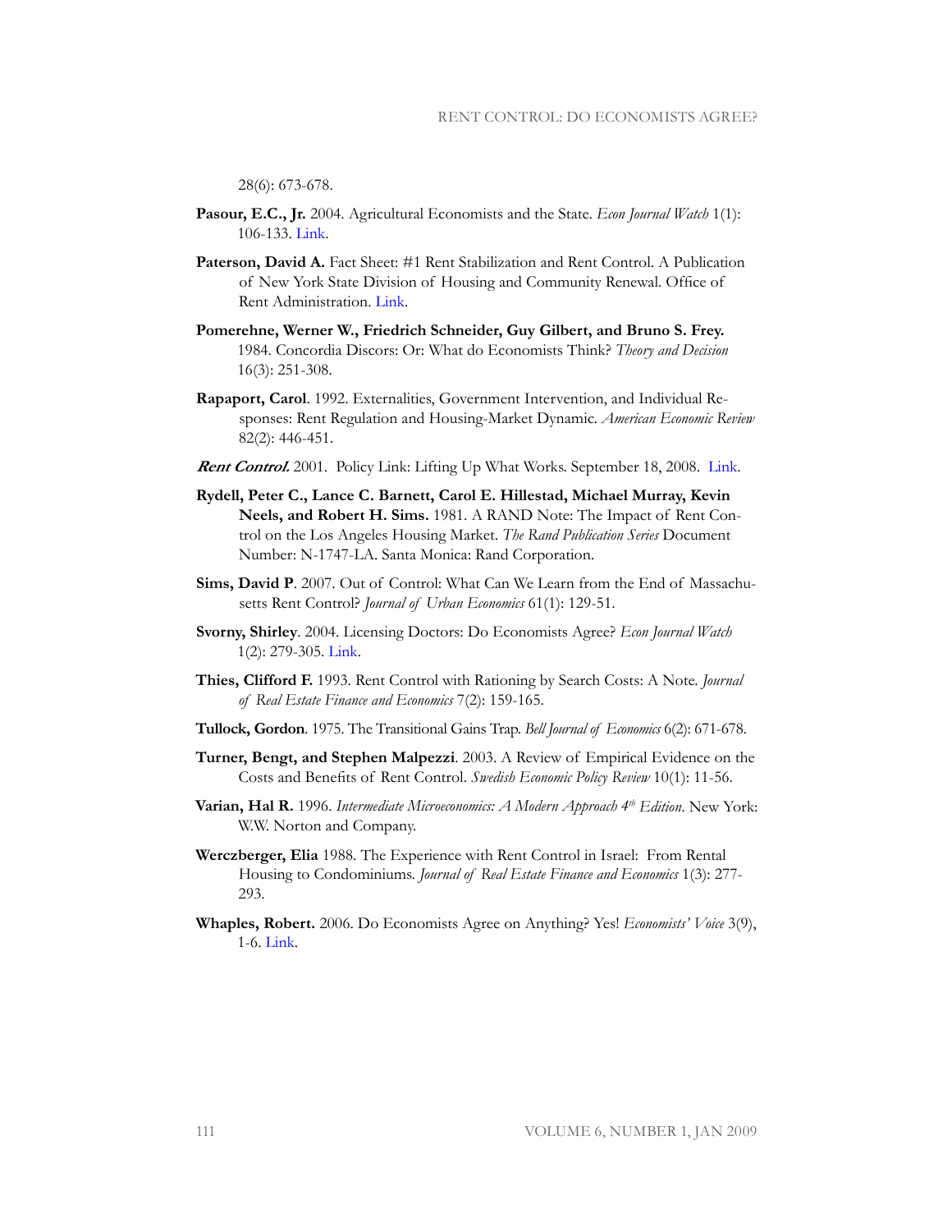28(6): 673-678.

**Pasour, E.C., Jr.** 2004. Agricultural Economists and the State. *Econ Journal Watch* 1(1): 106-133. Link.

**Paterson, David A.** Fact Sheet: #1 Rent Stabilization and Rent Control. A Publication of New York State Division of Housing and Community Renewal. Office of Rent Administration. Link.

**Pomerehne, Werner W., Friedrich Schneider, Guy Gilbert, and Bruno S. Frey.** 1984. Concordia Discors: Or: What do Economists Think? *Theory and Decision* 16(3): 251-308.

**Rapaport, Carol**. 1992. Externalities, Government Intervention, and Individual Responses: Rent Regulation and Housing-Market Dynamic. *American Economic Review* 82(2): 446-451.

***Rent Control.*** 2001. Policy Link: Lifting Up What Works. September 18, 2008. Link.

**Rydell, Peter C., Lance C. Barnett, Carol E. Hillestad, Michael Murray, Kevin Neels, and Robert H. Sims.** 1981. A RAND Note: The Impact of Rent Control on the Los Angeles Housing Market. *The Rand Publication Series* Document Number: N-1747-LA. Santa Monica: Rand Corporation.

**Sims, David P**. 2007. Out of Control: What Can We Learn from the End of Massachusetts Rent Control? *Journal of Urban Economics* 61(1): 129-51.

**Svorny, Shirley**. 2004. Licensing Doctors: Do Economists Agree? *Econ Journal Watch* 1(2): 279-305. Link.

**Thies, Clifford F.** 1993. Rent Control with Rationing by Search Costs: A Note. *Journal of Real Estate Finance and Economics* 7(2): 159-165.

**Tullock, Gordon**. 1975. The Transitional Gains Trap. *Bell Journal of Economics* 6(2): 671-678.

**Turner, Bengt, and Stephen Malpezzi**. 2003. A Review of Empirical Evidence on the Costs and Benefits of Rent Control. *Swedish Economic Policy Review* 10(1): 11-56.

**Varian, Hal R.** 1996. *Intermediate Microeconomics: A Modern Approach 4th Edition*. New York: W.W. Norton and Company.

**Werczberger, Elia** 1988. The Experience with Rent Control in Israel: From Rental Housing to Condominiums. *Journal of Real Estate Finance and Economics* 1(3): 277-293.

**Whaples, Robert.** 2006. Do Economists Agree on Anything? Yes! *Economists' Voice* 3(9), 1-6. Link.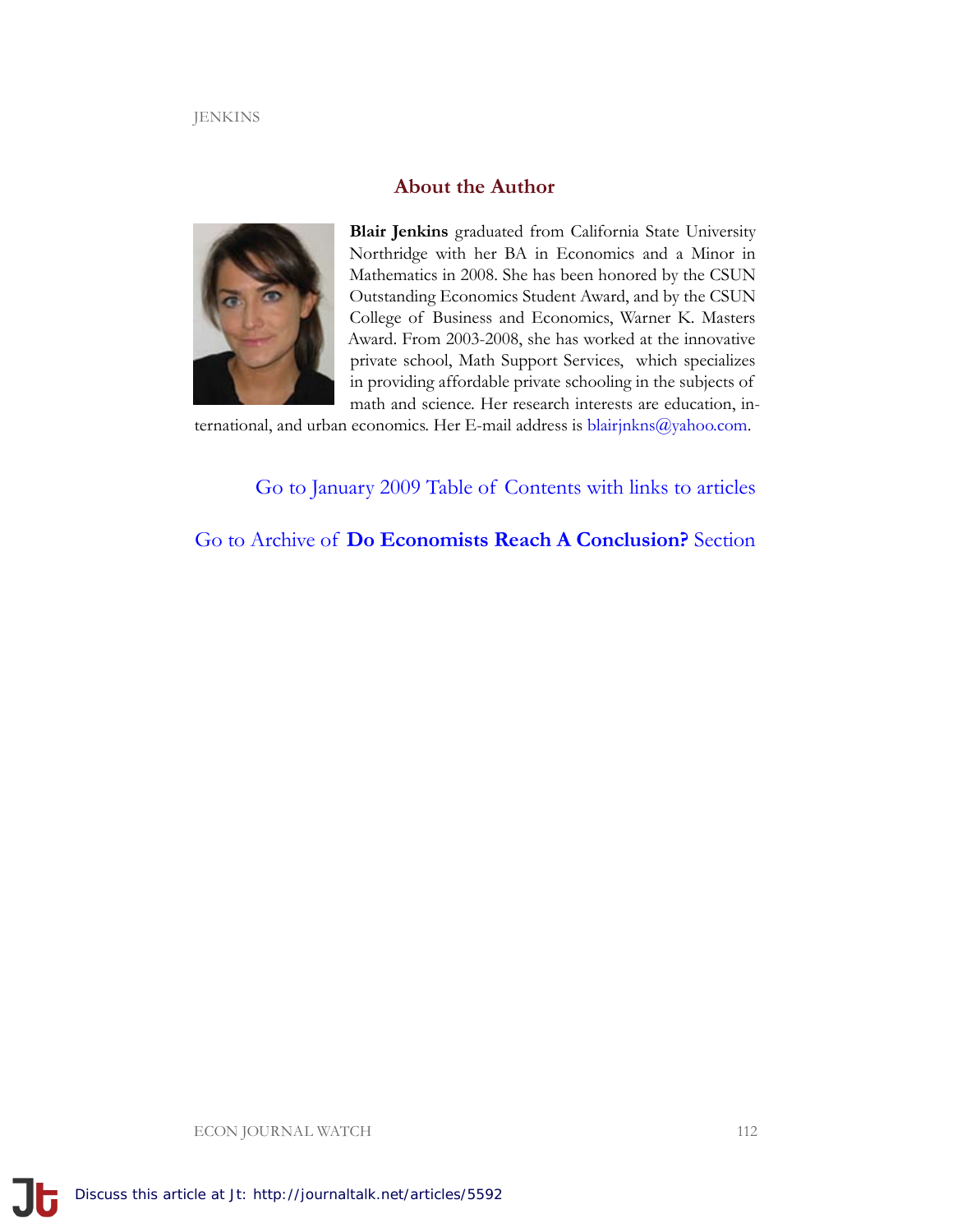## About the Author

**Blair Jenkins** graduated from California State University Northridge with her BA in Economics and a Minor in Mathematics in 2008. She has been honored by the CSUN Outstanding Economics Student Award, and by the CSUN College of Business and Economics, Warner K. Masters Award. From 2003-2008, she has worked at the innovative private school, Math Support Services, which specializes in providing affordable private schooling in the subjects of math and science. Her research interests are education, international, and urban economics. Her E-mail address is blairjnkns@yahoo.com.

Go to January 2009 Table of Contents with links to articles

Go to Archive of **Do Economists Reach A Conclusion?** Section

Discuss this article at Jt: http://journaltalk.net/articles/5592